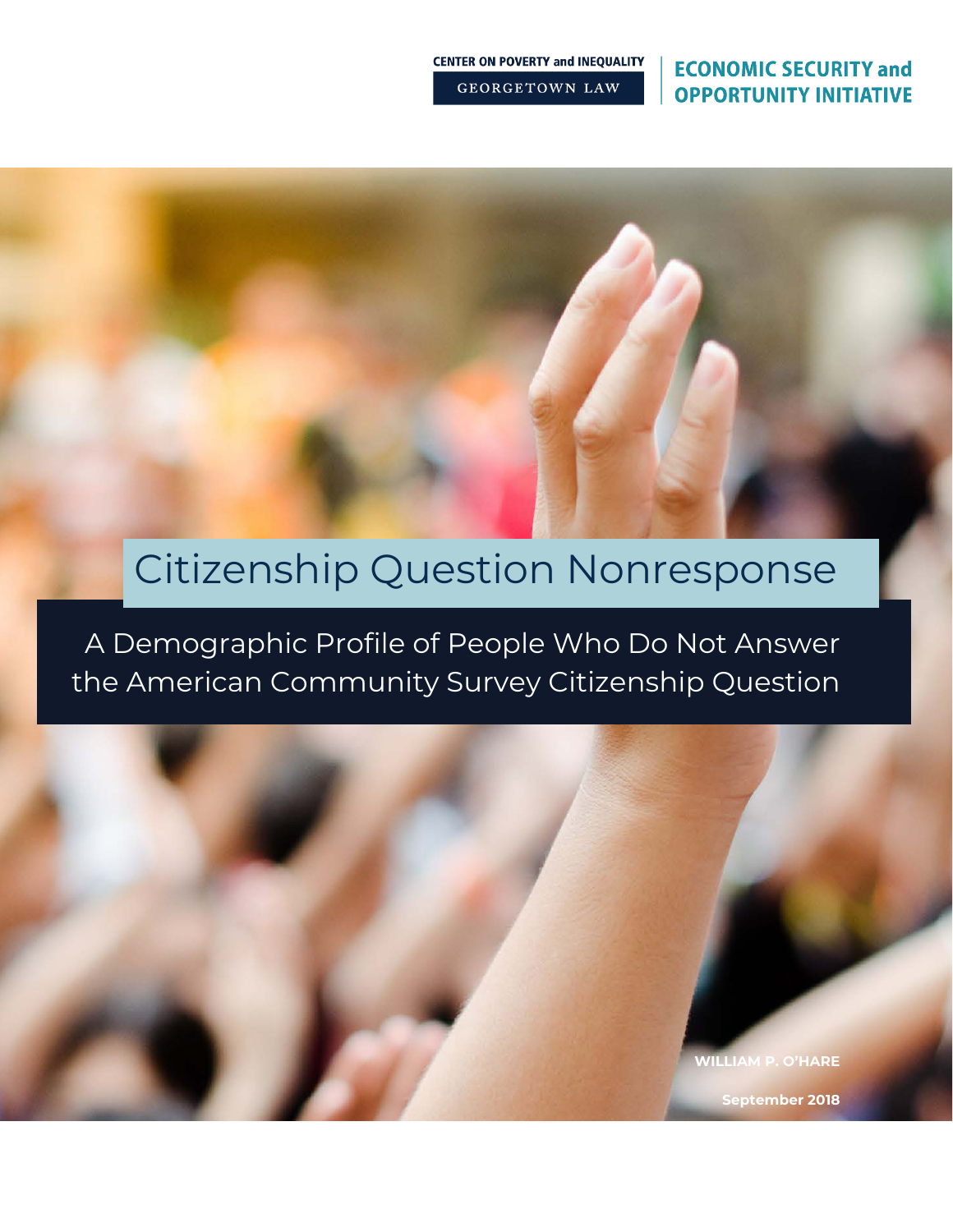CENTER ON POVERTY and INEQUALITY
GEORGETOWN LAW

**ECONOMIC SECURITY and OPPORTUNITY INITIATIVE**

# Citizenship Question Nonresponse

## A Demographic Profile of People Who Do Not Answer the American Community Survey Citizenship Question

**WILLIAM P. O'HARE**

**September 2018**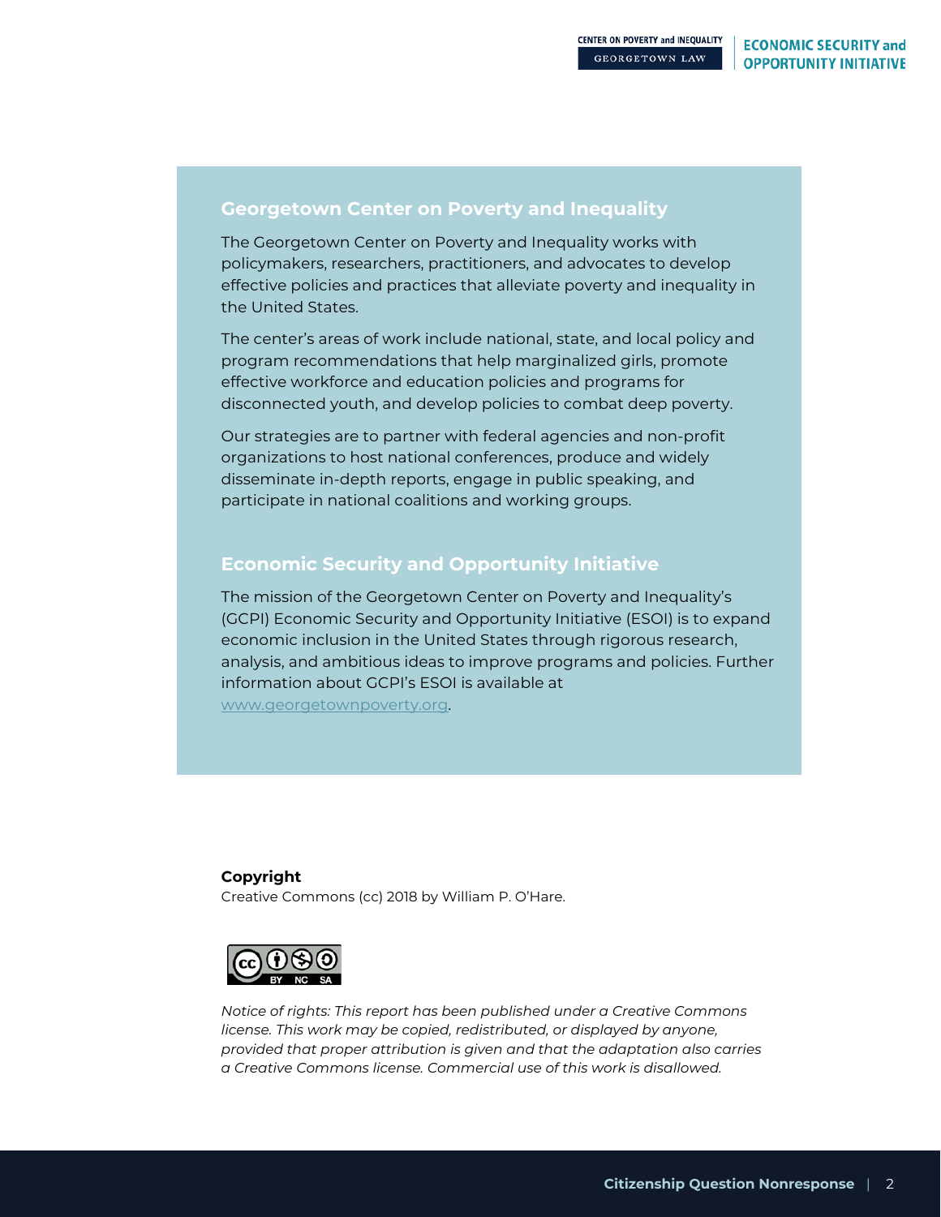## Georgetown Center on Poverty and Inequality

The Georgetown Center on Poverty and Inequality works with policymakers, researchers, practitioners, and advocates to develop effective policies and practices that alleviate poverty and inequality in the United States.

The center's areas of work include national, state, and local policy and program recommendations that help marginalized girls, promote effective workforce and education policies and programs for disconnected youth, and develop policies to combat deep poverty.

Our strategies are to partner with federal agencies and non-profit organizations to host national conferences, produce and widely disseminate in-depth reports, engage in public speaking, and participate in national coalitions and working groups.

## Economic Security and Opportunity Initiative

The mission of the Georgetown Center on Poverty and Inequality's (GCPI) Economic Security and Opportunity Initiative (ESOI) is to expand economic inclusion in the United States through rigorous research, analysis, and ambitious ideas to improve programs and policies. Further information about GCPI's ESOI is available at www.georgetownpoverty.org.

**Copyright**
Creative Commons (cc) 2018 by William P. O'Hare.

*Notice of rights: This report has been published under a Creative Commons license. This work may be copied, redistributed, or displayed by anyone, provided that proper attribution is given and that the adaptation also carries a Creative Commons license. Commercial use of this work is disallowed.*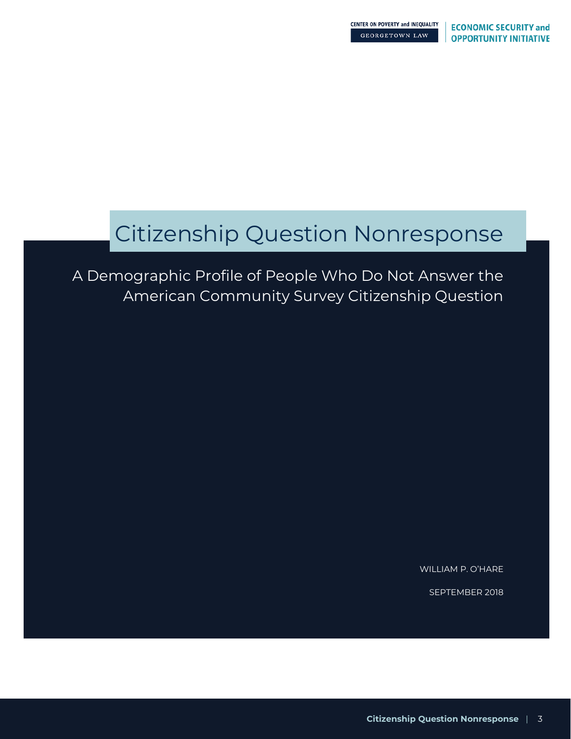CENTER ON POVERTY and INEQUALITY
GEORGETOWN LAW

ECONOMIC SECURITY and OPPORTUNITY INITIATIVE

# Citizenship Question Nonresponse

## A Demographic Profile of People Who Do Not Answer the American Community Survey Citizenship Question

WILLIAM P. O'HARE

SEPTEMBER 2018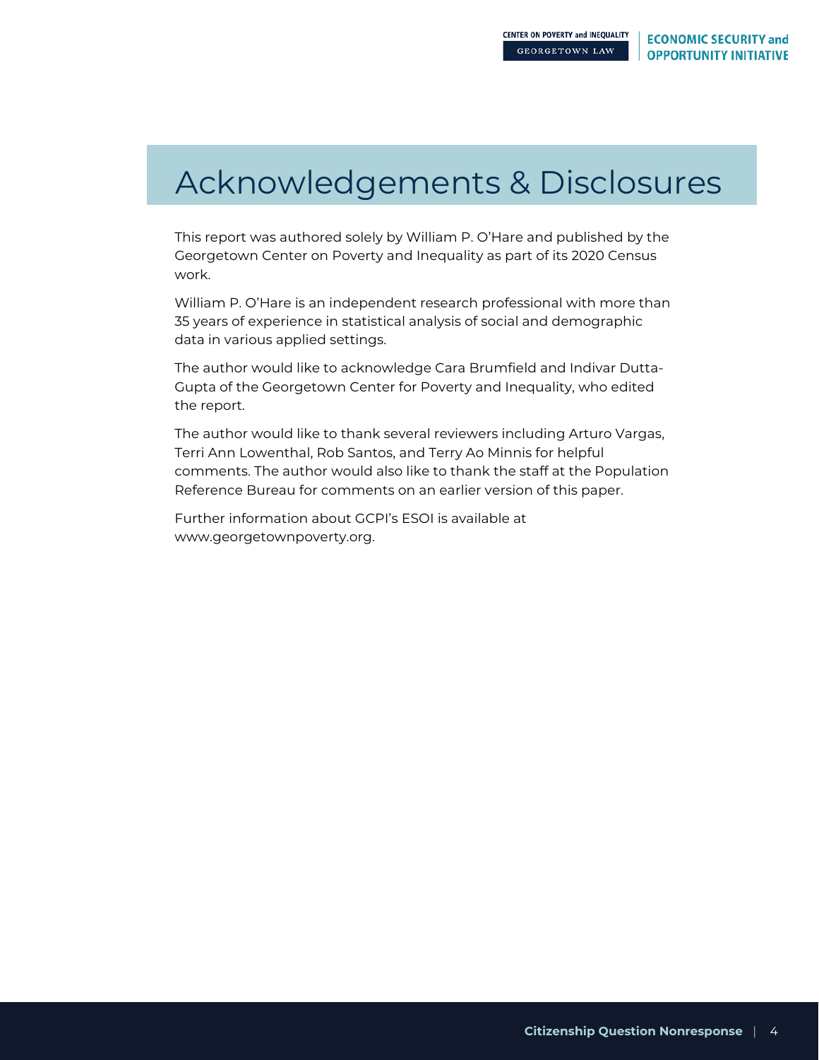# Acknowledgements & Disclosures

This report was authored solely by William P. O'Hare and published by the Georgetown Center on Poverty and Inequality as part of its 2020 Census work.

William P. O'Hare is an independent research professional with more than 35 years of experience in statistical analysis of social and demographic data in various applied settings.

The author would like to acknowledge Cara Brumfield and Indivar Dutta-Gupta of the Georgetown Center for Poverty and Inequality, who edited the report.

The author would like to thank several reviewers including Arturo Vargas, Terri Ann Lowenthal, Rob Santos, and Terry Ao Minnis for helpful comments. The author would also like to thank the staff at the Population Reference Bureau for comments on an earlier version of this paper.

Further information about GCPI's ESOI is available at www.georgetownpoverty.org.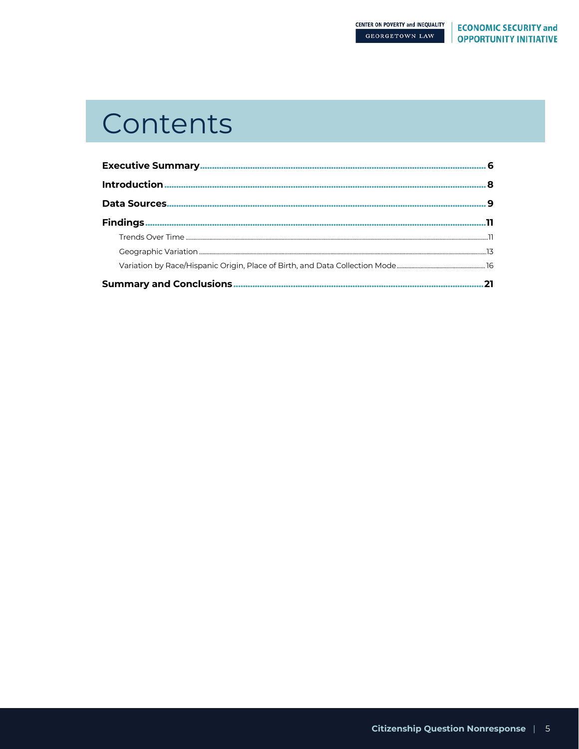# Contents

**Executive Summary** ........ 6

**Introduction** ........ 8

**Data Sources** ........ 9

**Findings** ........ 11

- Trends Over Time ........ 11
- Geographic Variation ........ 13
- Variation by Race/Hispanic Origin, Place of Birth, and Data Collection Mode ........ 16

**Summary and Conclusions** ........ 21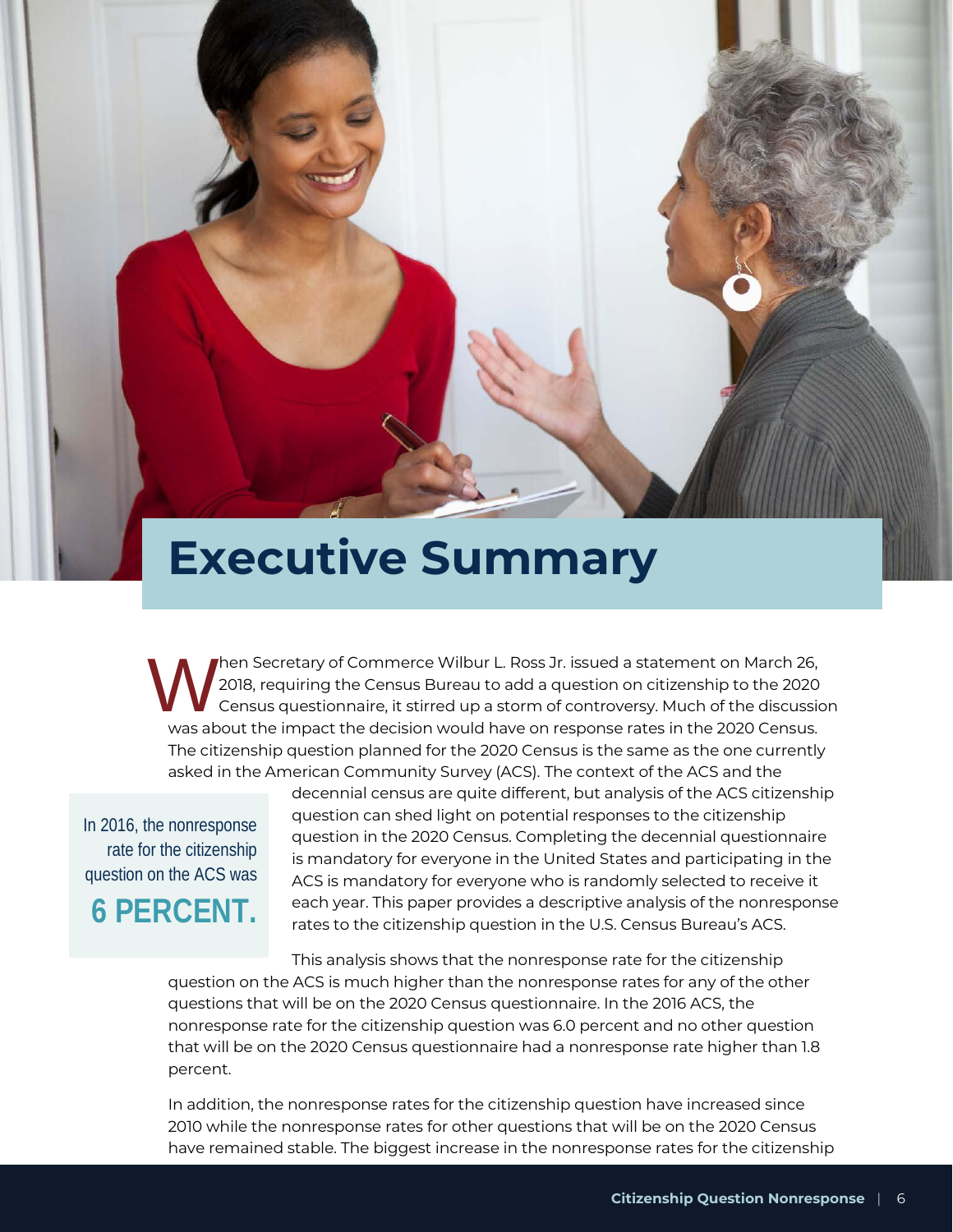# Executive Summary

When Secretary of Commerce Wilbur L. Ross Jr. issued a statement on March 26, 2018, requiring the Census Bureau to add a question on citizenship to the 2020 Census questionnaire, it stirred up a storm of controversy. Much of the discussion was about the impact the decision would have on response rates in the 2020 Census. The citizenship question planned for the 2020 Census is the same as the one currently asked in the American Community Survey (ACS). The context of the ACS and the decennial census are quite different, but analysis of the ACS citizenship question can shed light on potential responses to the citizenship question in the 2020 Census. Completing the decennial questionnaire is mandatory for everyone in the United States and participating in the ACS is mandatory for everyone who is randomly selected to receive it each year. This paper provides a descriptive analysis of the nonresponse rates to the citizenship question in the U.S. Census Bureau's ACS.

> In 2016, the nonresponse rate for the citizenship question on the ACS was **6 PERCENT.**

This analysis shows that the nonresponse rate for the citizenship question on the ACS is much higher than the nonresponse rates for any of the other questions that will be on the 2020 Census questionnaire. In the 2016 ACS, the nonresponse rate for the citizenship question was 6.0 percent and no other question that will be on the 2020 Census questionnaire had a nonresponse rate higher than 1.8 percent.

In addition, the nonresponse rates for the citizenship question have increased since 2010 while the nonresponse rates for other questions that will be on the 2020 Census have remained stable. The biggest increase in the nonresponse rates for the citizenship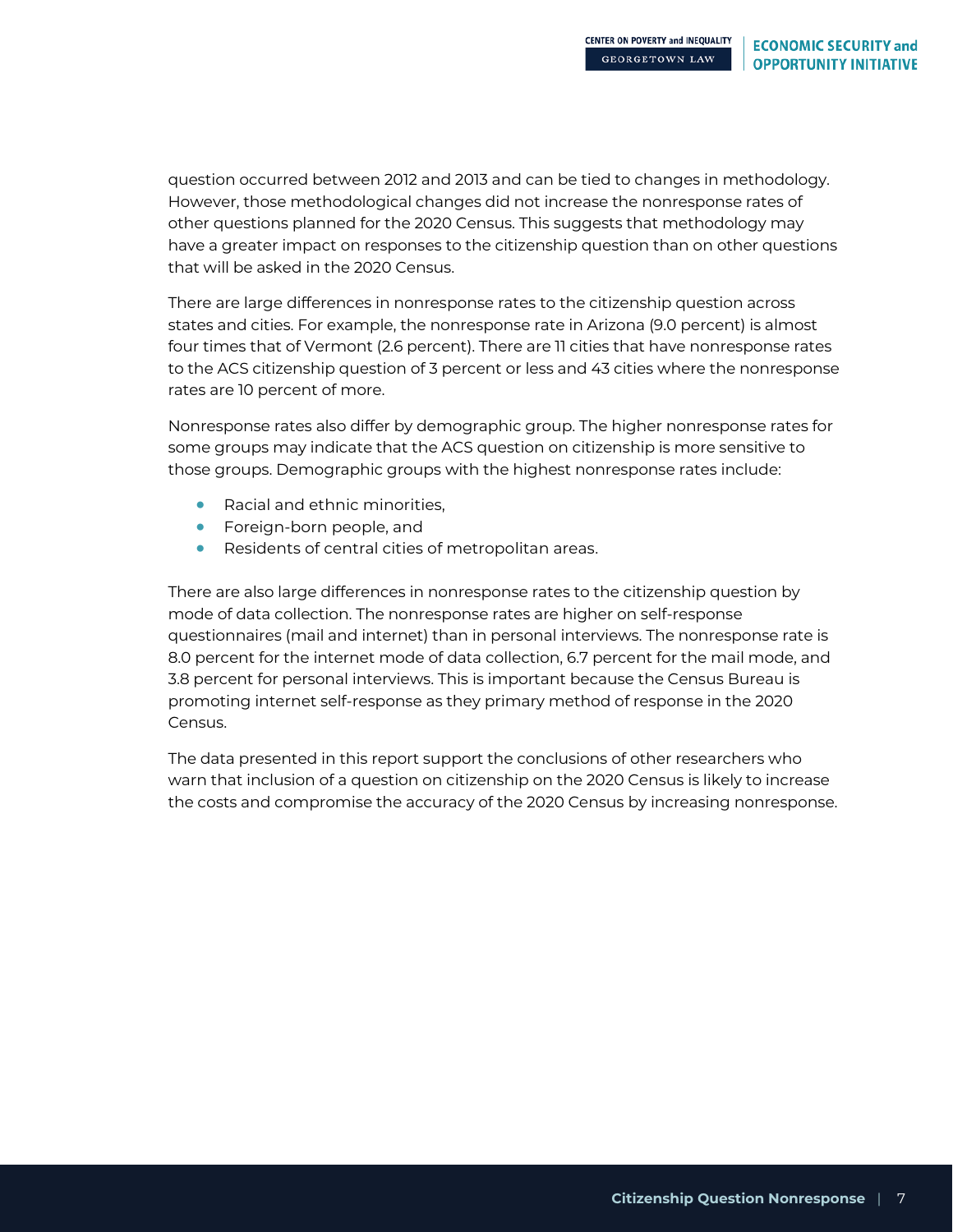question occurred between 2012 and 2013 and can be tied to changes in methodology. However, those methodological changes did not increase the nonresponse rates of other questions planned for the 2020 Census. This suggests that methodology may have a greater impact on responses to the citizenship question than on other questions that will be asked in the 2020 Census.

There are large differences in nonresponse rates to the citizenship question across states and cities. For example, the nonresponse rate in Arizona (9.0 percent) is almost four times that of Vermont (2.6 percent). There are 11 cities that have nonresponse rates to the ACS citizenship question of 3 percent or less and 43 cities where the nonresponse rates are 10 percent of more.

Nonresponse rates also differ by demographic group. The higher nonresponse rates for some groups may indicate that the ACS question on citizenship is more sensitive to those groups. Demographic groups with the highest nonresponse rates include:

- Racial and ethnic minorities,
- Foreign-born people, and
- Residents of central cities of metropolitan areas.

There are also large differences in nonresponse rates to the citizenship question by mode of data collection. The nonresponse rates are higher on self-response questionnaires (mail and internet) than in personal interviews. The nonresponse rate is 8.0 percent for the internet mode of data collection, 6.7 percent for the mail mode, and 3.8 percent for personal interviews. This is important because the Census Bureau is promoting internet self-response as they primary method of response in the 2020 Census.

The data presented in this report support the conclusions of other researchers who warn that inclusion of a question on citizenship on the 2020 Census is likely to increase the costs and compromise the accuracy of the 2020 Census by increasing nonresponse.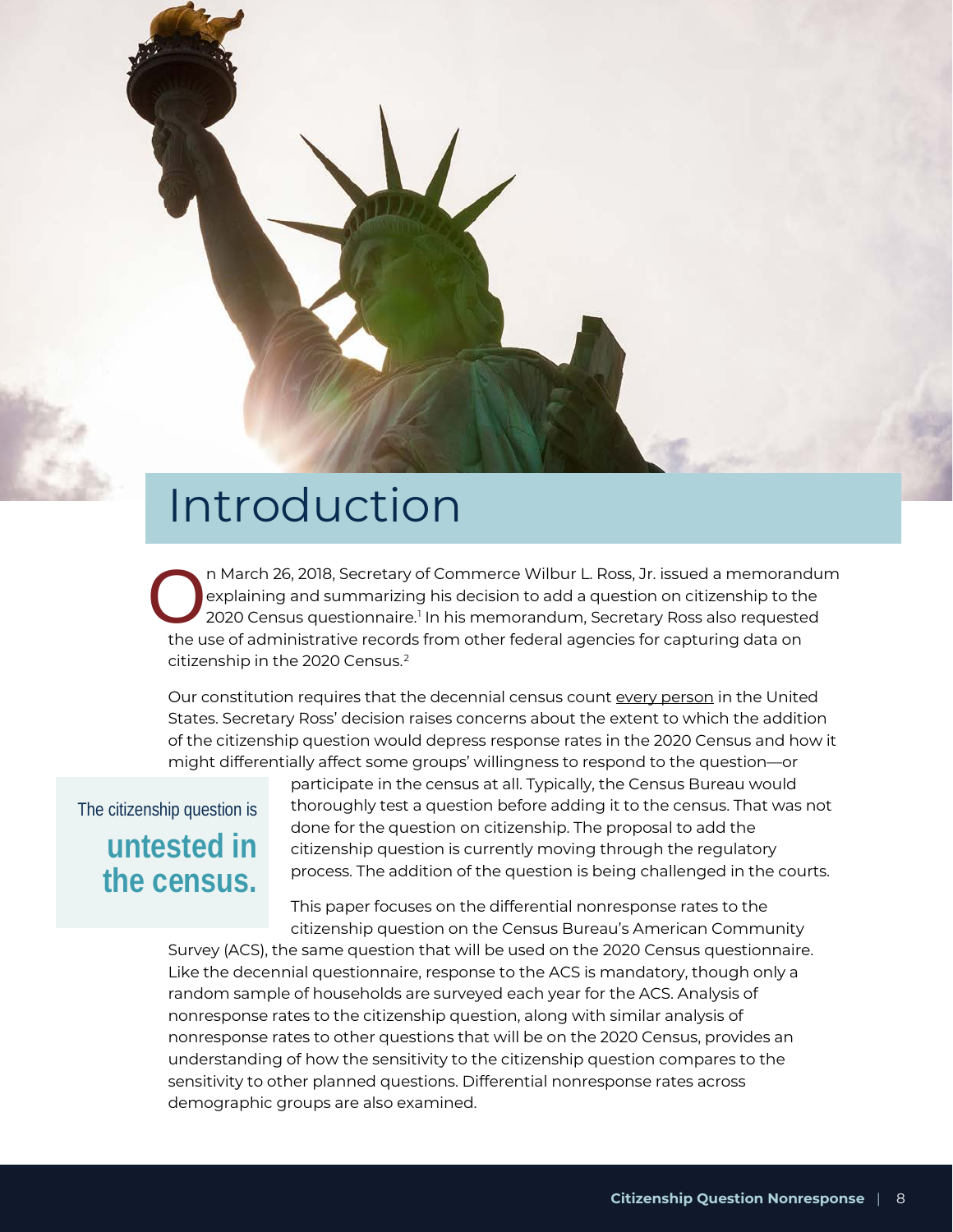# Introduction

On March 26, 2018, Secretary of Commerce Wilbur L. Ross, Jr. issued a memorandum explaining and summarizing his decision to add a question on citizenship to the 2020 Census questionnaire.[1] In his memorandum, Secretary Ross also requested the use of administrative records from other federal agencies for capturing data on citizenship in the 2020 Census.[2]

Our constitution requires that the decennial census count every person in the United States. Secretary Ross' decision raises concerns about the extent to which the addition of the citizenship question would depress response rates in the 2020 Census and how it might differentially affect some groups' willingness to respond to the question—or participate in the census at all. Typically, the Census Bureau would thoroughly test a question before adding it to the census. That was not done for the question on citizenship. The proposal to add the citizenship question is currently moving through the regulatory process. The addition of the question is being challenged in the courts.

> The citizenship question is **untested in the census.**

This paper focuses on the differential nonresponse rates to the citizenship question on the Census Bureau's American Community Survey (ACS), the same question that will be used on the 2020 Census questionnaire. Like the decennial questionnaire, response to the ACS is mandatory, though only a random sample of households are surveyed each year for the ACS. Analysis of nonresponse rates to the citizenship question, along with similar analysis of nonresponse rates to other questions that will be on the 2020 Census, provides an understanding of how the sensitivity to the citizenship question compares to the sensitivity to other planned questions. Differential nonresponse rates across demographic groups are also examined.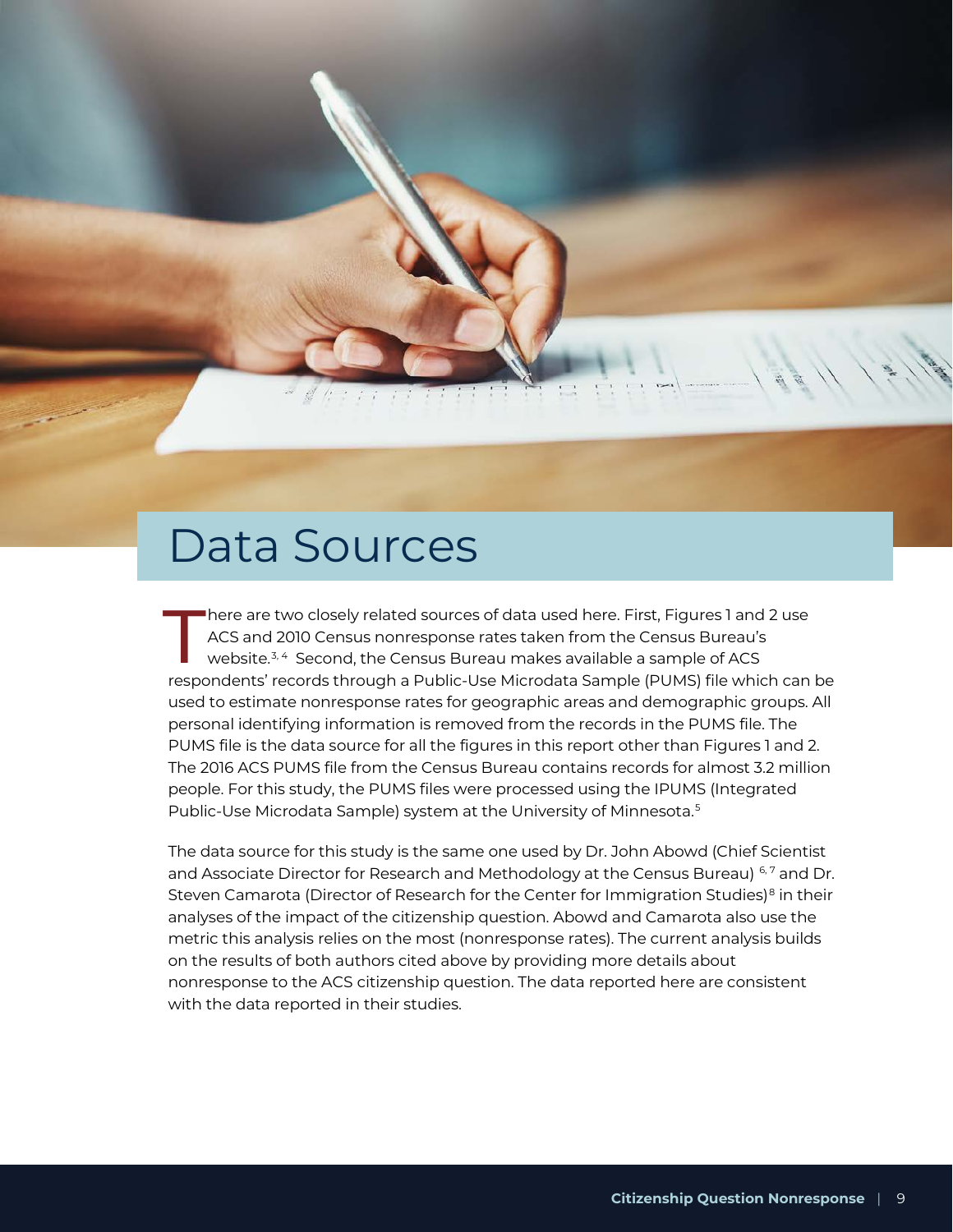# Data Sources

There are two closely related sources of data used here. First, Figures 1 and 2 use ACS and 2010 Census nonresponse rates taken from the Census Bureau's website.[3, 4] Second, the Census Bureau makes available a sample of ACS respondents' records through a Public-Use Microdata Sample (PUMS) file which can be used to estimate nonresponse rates for geographic areas and demographic groups. All personal identifying information is removed from the records in the PUMS file. The PUMS file is the data source for all the figures in this report other than Figures 1 and 2. The 2016 ACS PUMS file from the Census Bureau contains records for almost 3.2 million people. For this study, the PUMS files were processed using the IPUMS (Integrated Public-Use Microdata Sample) system at the University of Minnesota.[5]

The data source for this study is the same one used by Dr. John Abowd (Chief Scientist and Associate Director for Research and Methodology at the Census Bureau)[6, 7] and Dr. Steven Camarota (Director of Research for the Center for Immigration Studies)[8] in their analyses of the impact of the citizenship question. Abowd and Camarota also use the metric this analysis relies on the most (nonresponse rates). The current analysis builds on the results of both authors cited above by providing more details about nonresponse to the ACS citizenship question. The data reported here are consistent with the data reported in their studies.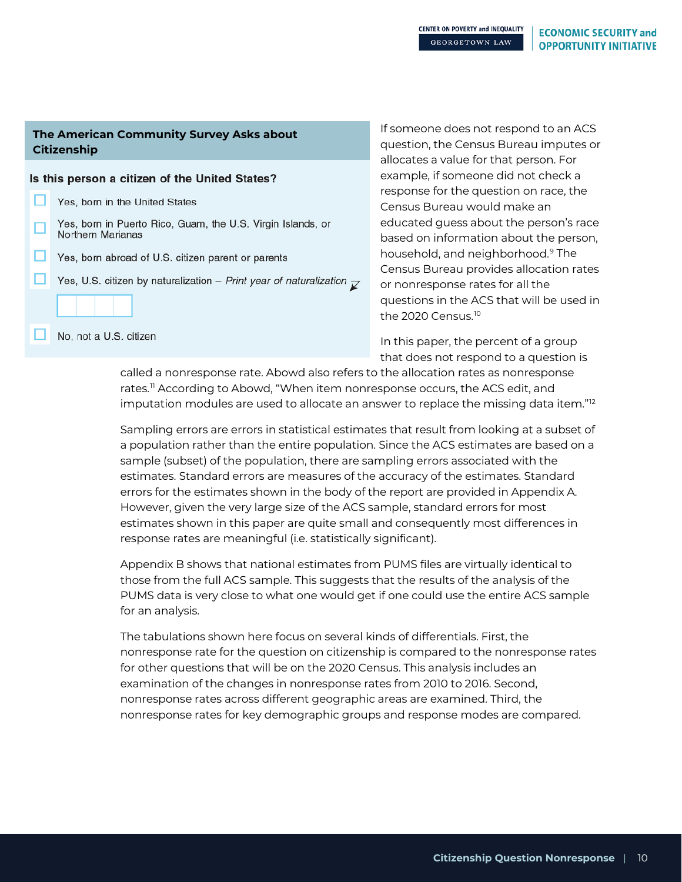**The American Community Survey Asks about Citizenship**

**Is this person a citizen of the United States?**

- ☐ Yes, born in the United States
- ☐ Yes, born in Puerto Rico, Guam, the U.S. Virgin Islands, or Northern Marianas
- ☐ Yes, born abroad of U.S. citizen parent or parents
- ☐ Yes, U.S. citizen by naturalization – *Print year of naturalization*
- ☐ No, not a U.S. citizen

If someone does not respond to an ACS question, the Census Bureau imputes or allocates a value for that person. For example, if someone did not check a response for the question on race, the Census Bureau would make an educated guess about the person's race based on information about the person, household, and neighborhood.[9] The Census Bureau provides allocation rates or nonresponse rates for all the questions in the ACS that will be used in the 2020 Census.[10]

In this paper, the percent of a group that does not respond to a question is called a nonresponse rate. Abowd also refers to the allocation rates as nonresponse rates.[11] According to Abowd, "When item nonresponse occurs, the ACS edit, and imputation modules are used to allocate an answer to replace the missing data item."[12]

Sampling errors are errors in statistical estimates that result from looking at a subset of a population rather than the entire population. Since the ACS estimates are based on a sample (subset) of the population, there are sampling errors associated with the estimates. Standard errors are measures of the accuracy of the estimates. Standard errors for the estimates shown in the body of the report are provided in Appendix A. However, given the very large size of the ACS sample, standard errors for most estimates shown in this paper are quite small and consequently most differences in response rates are meaningful (i.e. statistically significant).

Appendix B shows that national estimates from PUMS files are virtually identical to those from the full ACS sample. This suggests that the results of the analysis of the PUMS data is very close to what one would get if one could use the entire ACS sample for an analysis.

The tabulations shown here focus on several kinds of differentials. First, the nonresponse rate for the question on citizenship is compared to the nonresponse rates for other questions that will be on the 2020 Census. This analysis includes an examination of the changes in nonresponse rates from 2010 to 2016. Second, nonresponse rates across different geographic areas are examined. Third, the nonresponse rates for key demographic groups and response modes are compared.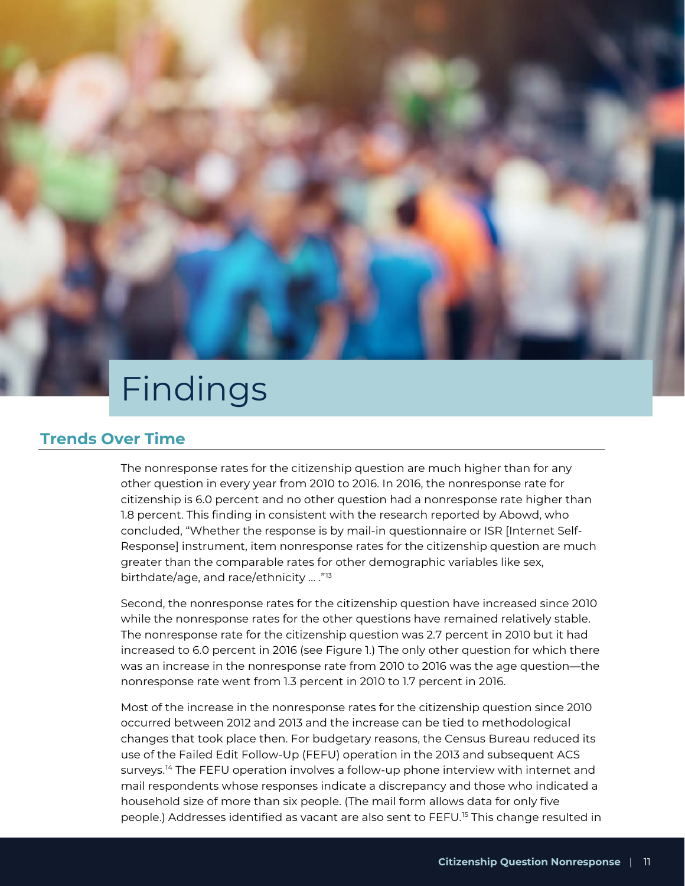# Findings

## Trends Over Time

The nonresponse rates for the citizenship question are much higher than for any other question in every year from 2010 to 2016. In 2016, the nonresponse rate for citizenship is 6.0 percent and no other question had a nonresponse rate higher than 1.8 percent. This finding in consistent with the research reported by Abowd, who concluded, "Whether the response is by mail-in questionnaire or ISR [Internet Self-Response] instrument, item nonresponse rates for the citizenship question are much greater than the comparable rates for other demographic variables like sex, birthdate/age, and race/ethnicity … ."[13]

Second, the nonresponse rates for the citizenship question have increased since 2010 while the nonresponse rates for the other questions have remained relatively stable. The nonresponse rate for the citizenship question was 2.7 percent in 2010 but it had increased to 6.0 percent in 2016 (see Figure 1.) The only other question for which there was an increase in the nonresponse rate from 2010 to 2016 was the age question—the nonresponse rate went from 1.3 percent in 2010 to 1.7 percent in 2016.

Most of the increase in the nonresponse rates for the citizenship question since 2010 occurred between 2012 and 2013 and the increase can be tied to methodological changes that took place then. For budgetary reasons, the Census Bureau reduced its use of the Failed Edit Follow-Up (FEFU) operation in the 2013 and subsequent ACS surveys.[14] The FEFU operation involves a follow-up phone interview with internet and mail respondents whose responses indicate a discrepancy and those who indicated a household size of more than six people. (The mail form allows data for only five people.) Addresses identified as vacant are also sent to FEFU.[15] This change resulted in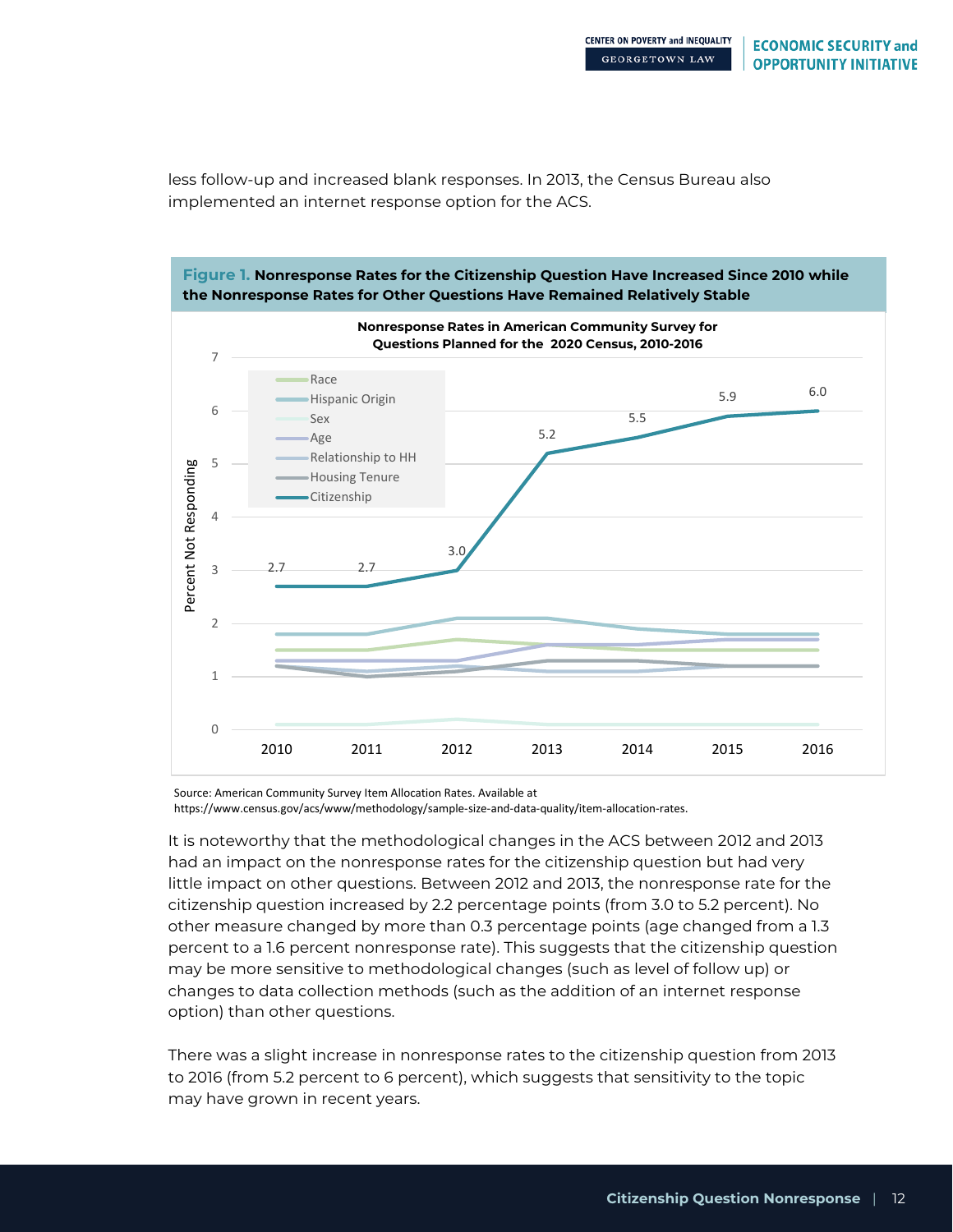less follow-up and increased blank responses. In 2013, the Census Bureau also implemented an internet response option for the ACS.

**Figure 1. Nonresponse Rates for the Citizenship Question Have Increased Since 2010 while the Nonresponse Rates for Other Questions Have Remained Relatively Stable**

Source: American Community Survey Item Allocation Rates. Available at https://www.census.gov/acs/www/methodology/sample-size-and-data-quality/item-allocation-rates.

It is noteworthy that the methodological changes in the ACS between 2012 and 2013 had an impact on the nonresponse rates for the citizenship question but had very little impact on other questions. Between 2012 and 2013, the nonresponse rate for the citizenship question increased by 2.2 percentage points (from 3.0 to 5.2 percent). No other measure changed by more than 0.3 percentage points (age changed from a 1.3 percent to a 1.6 percent nonresponse rate). This suggests that the citizenship question may be more sensitive to methodological changes (such as level of follow up) or changes to data collection methods (such as the addition of an internet response option) than other questions.

There was a slight increase in nonresponse rates to the citizenship question from 2013 to 2016 (from 5.2 percent to 6 percent), which suggests that sensitivity to the topic may have grown in recent years.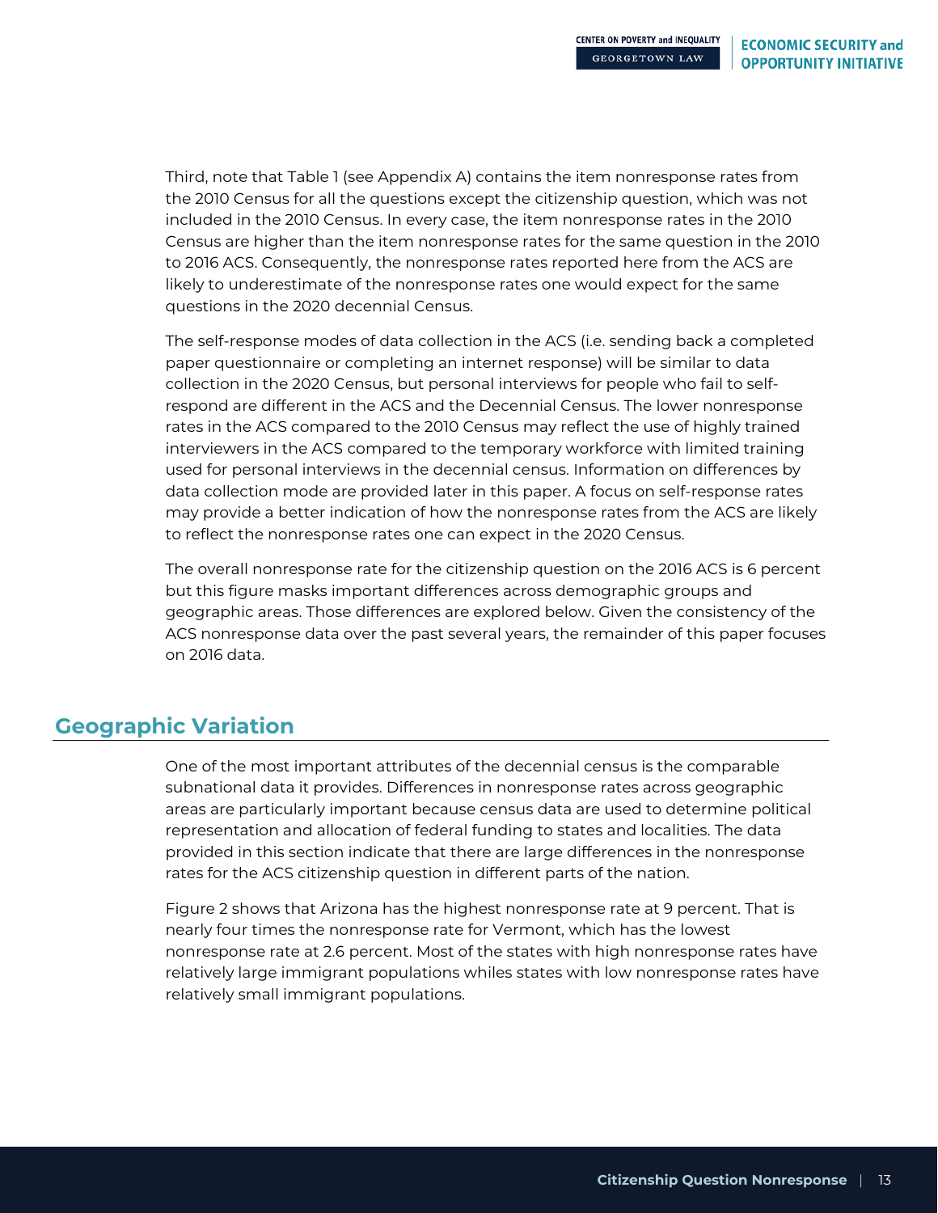Third, note that Table 1 (see Appendix A) contains the item nonresponse rates from the 2010 Census for all the questions except the citizenship question, which was not included in the 2010 Census. In every case, the item nonresponse rates in the 2010 Census are higher than the item nonresponse rates for the same question in the 2010 to 2016 ACS. Consequently, the nonresponse rates reported here from the ACS are likely to underestimate of the nonresponse rates one would expect for the same questions in the 2020 decennial Census.

The self-response modes of data collection in the ACS (i.e. sending back a completed paper questionnaire or completing an internet response) will be similar to data collection in the 2020 Census, but personal interviews for people who fail to self-respond are different in the ACS and the Decennial Census. The lower nonresponse rates in the ACS compared to the 2010 Census may reflect the use of highly trained interviewers in the ACS compared to the temporary workforce with limited training used for personal interviews in the decennial census. Information on differences by data collection mode are provided later in this paper. A focus on self-response rates may provide a better indication of how the nonresponse rates from the ACS are likely to reflect the nonresponse rates one can expect in the 2020 Census.

The overall nonresponse rate for the citizenship question on the 2016 ACS is 6 percent but this figure masks important differences across demographic groups and geographic areas. Those differences are explored below. Given the consistency of the ACS nonresponse data over the past several years, the remainder of this paper focuses on 2016 data.

## Geographic Variation

One of the most important attributes of the decennial census is the comparable subnational data it provides. Differences in nonresponse rates across geographic areas are particularly important because census data are used to determine political representation and allocation of federal funding to states and localities. The data provided in this section indicate that there are large differences in the nonresponse rates for the ACS citizenship question in different parts of the nation.

Figure 2 shows that Arizona has the highest nonresponse rate at 9 percent. That is nearly four times the nonresponse rate for Vermont, which has the lowest nonresponse rate at 2.6 percent. Most of the states with high nonresponse rates have relatively large immigrant populations whiles states with low nonresponse rates have relatively small immigrant populations.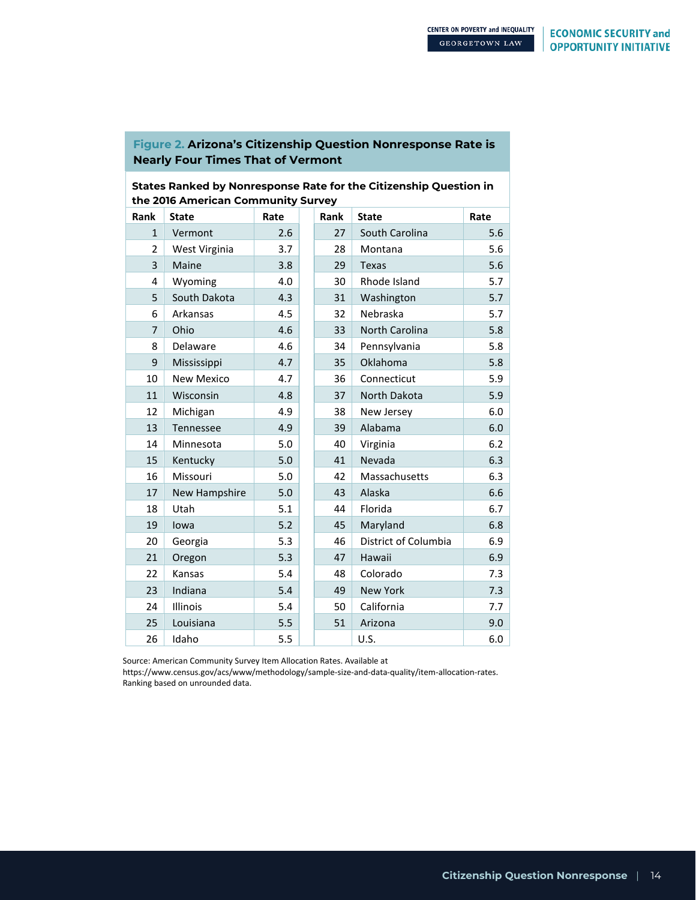**Figure 2.** **Arizona's Citizenship Question Nonresponse Rate is Nearly Four Times That of Vermont**

**States Ranked by Nonresponse Rate for the Citizenship Question in the 2016 American Community Survey**

| Rank | State | Rate | Rank | State | Rate |
|---|---|---|---|---|---|
| 1 | Vermont | 2.6 | 27 | South Carolina | 5.6 |
| 2 | West Virginia | 3.7 | 28 | Montana | 5.6 |
| 3 | Maine | 3.8 | 29 | Texas | 5.6 |
| 4 | Wyoming | 4.0 | 30 | Rhode Island | 5.7 |
| 5 | South Dakota | 4.3 | 31 | Washington | 5.7 |
| 6 | Arkansas | 4.5 | 32 | Nebraska | 5.7 |
| 7 | Ohio | 4.6 | 33 | North Carolina | 5.8 |
| 8 | Delaware | 4.6 | 34 | Pennsylvania | 5.8 |
| 9 | Mississippi | 4.7 | 35 | Oklahoma | 5.8 |
| 10 | New Mexico | 4.7 | 36 | Connecticut | 5.9 |
| 11 | Wisconsin | 4.8 | 37 | North Dakota | 5.9 |
| 12 | Michigan | 4.9 | 38 | New Jersey | 6.0 |
| 13 | Tennessee | 4.9 | 39 | Alabama | 6.0 |
| 14 | Minnesota | 5.0 | 40 | Virginia | 6.2 |
| 15 | Kentucky | 5.0 | 41 | Nevada | 6.3 |
| 16 | Missouri | 5.0 | 42 | Massachusetts | 6.3 |
| 17 | New Hampshire | 5.0 | 43 | Alaska | 6.6 |
| 18 | Utah | 5.1 | 44 | Florida | 6.7 |
| 19 | Iowa | 5.2 | 45 | Maryland | 6.8 |
| 20 | Georgia | 5.3 | 46 | District of Columbia | 6.9 |
| 21 | Oregon | 5.3 | 47 | Hawaii | 6.9 |
| 22 | Kansas | 5.4 | 48 | Colorado | 7.3 |
| 23 | Indiana | 5.4 | 49 | New York | 7.3 |
| 24 | Illinois | 5.4 | 50 | California | 7.7 |
| 25 | Louisiana | 5.5 | 51 | Arizona | 9.0 |
| 26 | Idaho | 5.5 | | U.S. | 6.0 |

Source: American Community Survey Item Allocation Rates. Available at https://www.census.gov/acs/www/methodology/sample-size-and-data-quality/item-allocation-rates. Ranking based on unrounded data.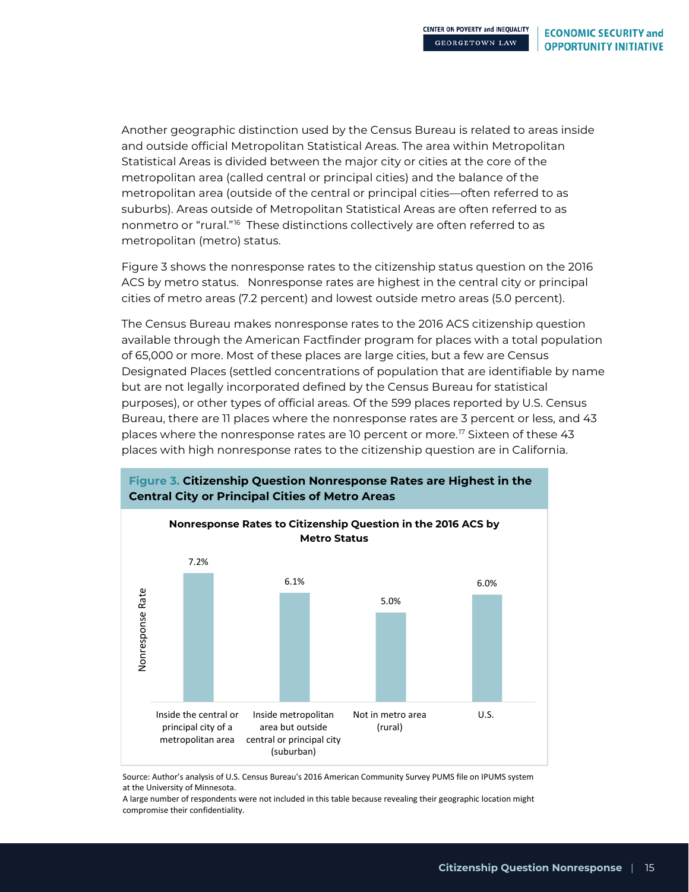Another geographic distinction used by the Census Bureau is related to areas inside and outside official Metropolitan Statistical Areas. The area within Metropolitan Statistical Areas is divided between the major city or cities at the core of the metropolitan area (called central or principal cities) and the balance of the metropolitan area (outside of the central or principal cities—often referred to as suburbs). Areas outside of Metropolitan Statistical Areas are often referred to as nonmetro or "rural."[16] These distinctions collectively are often referred to as metropolitan (metro) status.

Figure 3 shows the nonresponse rates to the citizenship status question on the 2016 ACS by metro status. Nonresponse rates are highest in the central city or principal cities of metro areas (7.2 percent) and lowest outside metro areas (5.0 percent).

The Census Bureau makes nonresponse rates to the 2016 ACS citizenship question available through the American Factfinder program for places with a total population of 65,000 or more. Most of these places are large cities, but a few are Census Designated Places (settled concentrations of population that are identifiable by name but are not legally incorporated defined by the Census Bureau for statistical purposes), or other types of official areas. Of the 599 places reported by U.S. Census Bureau, there are 11 places where the nonresponse rates are 3 percent or less, and 43 places where the nonresponse rates are 10 percent or more.[17] Sixteen of these 43 places with high nonresponse rates to the citizenship question are in California.

**Figure 3. Citizenship Question Nonresponse Rates are Highest in the Central City or Principal Cities of Metro Areas**

**Nonresponse Rates to Citizenship Question in the 2016 ACS by Metro Status**

| Metro Status | Nonresponse Rate |
|---|---|
| Inside the central or principal city of a metropolitan area | 7.2% |
| Inside metropolitan area but outside central or principal city (suburban) | 6.1% |
| Not in metro area (rural) | 5.0% |
| U.S. | 6.0% |

Source: Author's analysis of U.S. Census Bureau's 2016 American Community Survey PUMS file on IPUMS system at the University of Minnesota.
A large number of respondents were not included in this table because revealing their geographic location might compromise their confidentiality.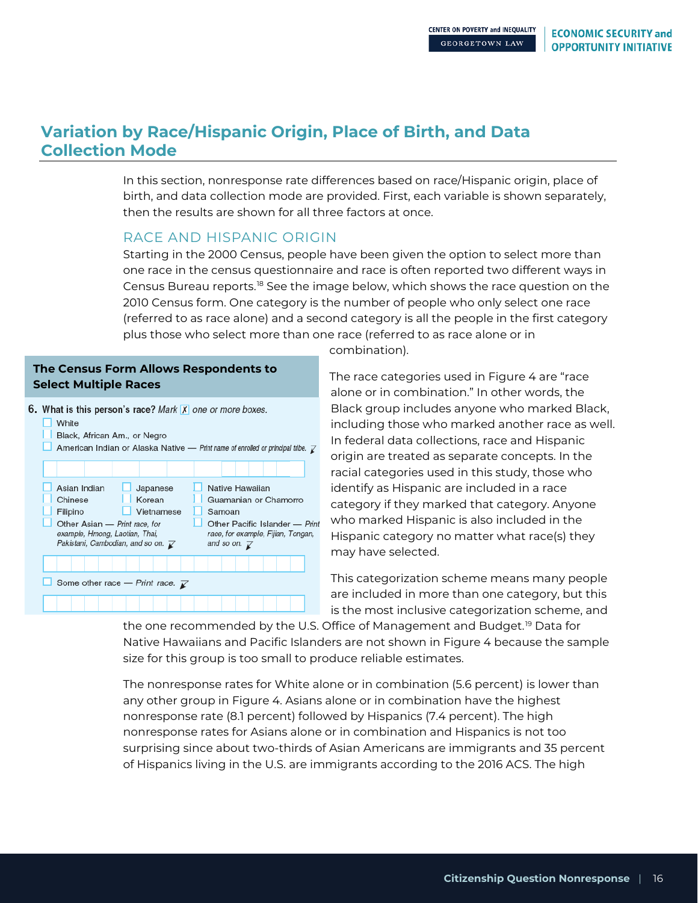## Variation by Race/Hispanic Origin, Place of Birth, and Data Collection Mode

In this section, nonresponse rate differences based on race/Hispanic origin, place of birth, and data collection mode are provided. First, each variable is shown separately, then the results are shown for all three factors at once.

### RACE AND HISPANIC ORIGIN

Starting in the 2000 Census, people have been given the option to select more than one race in the census questionnaire and race is often reported two different ways in Census Bureau reports.[18] See the image below, which shows the race question on the 2010 Census form. One category is the number of people who only select one race (referred to as race alone) and a second category is all the people in the first category plus those who select more than one race (referred to as race alone or in combination).

**The Census Form Allows Respondents to Select Multiple Races**

**6. What is this person's race?** *Mark* ☒ *one or more boxes.*

- ☐ White
- ☐ Black, African Am., or Negro
- ☐ American Indian or Alaska Native — *Print name of enrolled or principal tribe.*
- ☐ Asian Indian
- ☐ Chinese
- ☐ Filipino
- ☐ Other Asian — *Print race, for example, Hmong, Laotian, Thai, Pakistani, Cambodian, and so on.*
- ☐ Japanese
- ☐ Korean
- ☐ Vietnamese
- ☐ Native Hawaiian
- ☐ Guamanian or Chamorro
- ☐ Samoan
- ☐ Other Pacific Islander — *Print race, for example, Fijian, Tongan, and so on.*
- ☐ Some other race — *Print race.*

The race categories used in Figure 4 are "race alone or in combination." In other words, the Black group includes anyone who marked Black, including those who marked another race as well. In federal data collections, race and Hispanic origin are treated as separate concepts. In the racial categories used in this study, those who identify as Hispanic are included in a race category if they marked that category. Anyone who marked Hispanic is also included in the Hispanic category no matter what race(s) they may have selected.

This categorization scheme means many people are included in more than one category, but this is the most inclusive categorization scheme, and the one recommended by the U.S. Office of Management and Budget.[19] Data for Native Hawaiians and Pacific Islanders are not shown in Figure 4 because the sample size for this group is too small to produce reliable estimates.

The nonresponse rates for White alone or in combination (5.6 percent) is lower than any other group in Figure 4. Asians alone or in combination have the highest nonresponse rate (8.1 percent) followed by Hispanics (7.4 percent). The high nonresponse rates for Asians alone or in combination and Hispanics is not too surprising since about two-thirds of Asian Americans are immigrants and 35 percent of Hispanics living in the U.S. are immigrants according to the 2016 ACS. The high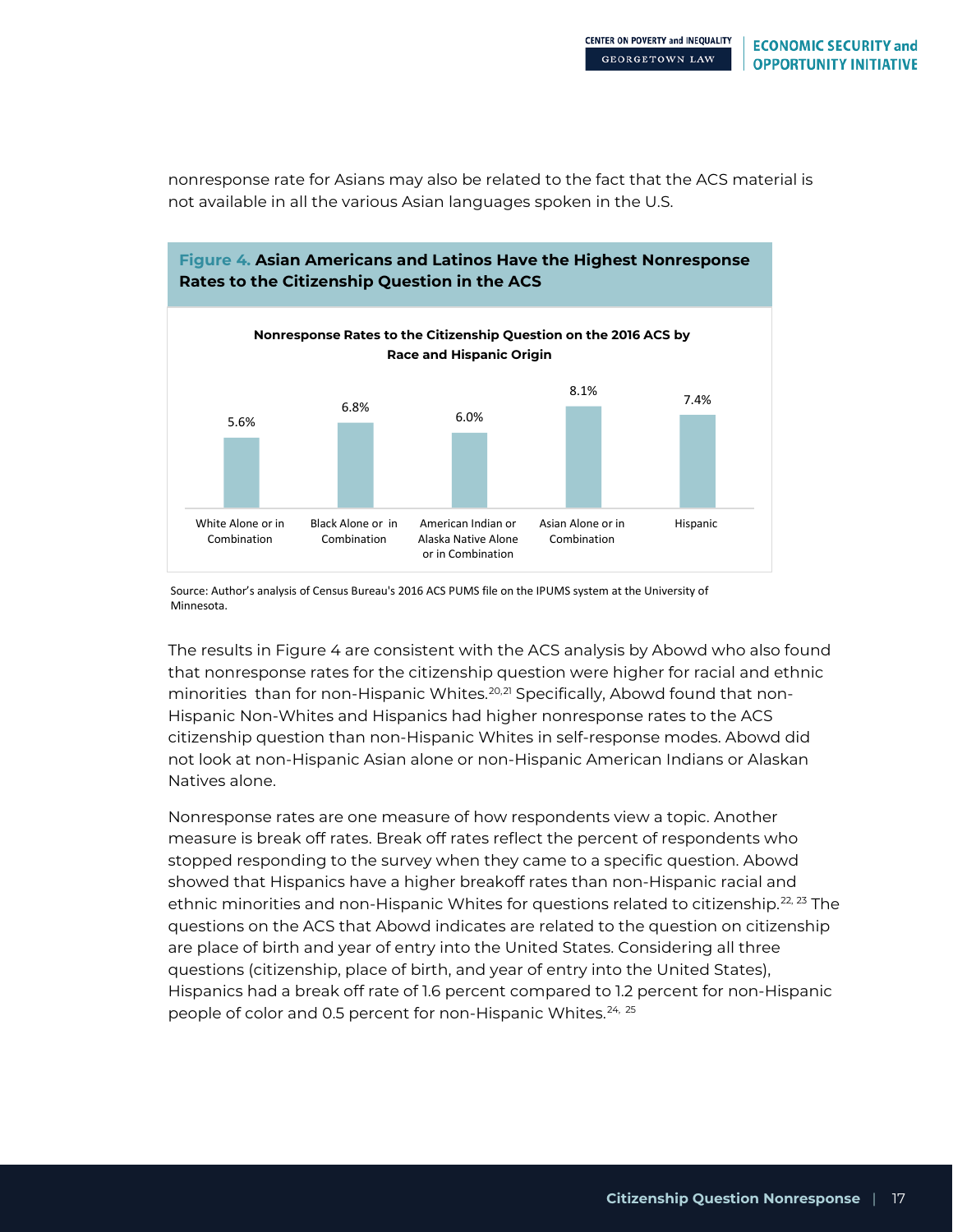nonresponse rate for Asians may also be related to the fact that the ACS material is not available in all the various Asian languages spoken in the U.S.

**Figure 4. Asian Americans and Latinos Have the Highest Nonresponse Rates to the Citizenship Question in the ACS**

**Nonresponse Rates to the Citizenship Question on the 2016 ACS by Race and Hispanic Origin**

| White Alone or in Combination | Black Alone or in Combination | American Indian or Alaska Native Alone or in Combination | Asian Alone or in Combination | Hispanic |
|---|---|---|---|---|
| 5.6% | 6.8% | 6.0% | 8.1% | 7.4% |

Source: Author's analysis of Census Bureau's 2016 ACS PUMS file on the IPUMS system at the University of Minnesota.

The results in Figure 4 are consistent with the ACS analysis by Abowd who also found that nonresponse rates for the citizenship question were higher for racial and ethnic minorities than for non-Hispanic Whites.[20,21] Specifically, Abowd found that non-Hispanic Non-Whites and Hispanics had higher nonresponse rates to the ACS citizenship question than non-Hispanic Whites in self-response modes. Abowd did not look at non-Hispanic Asian alone or non-Hispanic American Indians or Alaskan Natives alone.

Nonresponse rates are one measure of how respondents view a topic. Another measure is break off rates. Break off rates reflect the percent of respondents who stopped responding to the survey when they came to a specific question. Abowd showed that Hispanics have a higher breakoff rates than non-Hispanic racial and ethnic minorities and non-Hispanic Whites for questions related to citizenship.[22, 23] The questions on the ACS that Abowd indicates are related to the question on citizenship are place of birth and year of entry into the United States. Considering all three questions (citizenship, place of birth, and year of entry into the United States), Hispanics had a break off rate of 1.6 percent compared to 1.2 percent for non-Hispanic people of color and 0.5 percent for non-Hispanic Whites.[24, 25]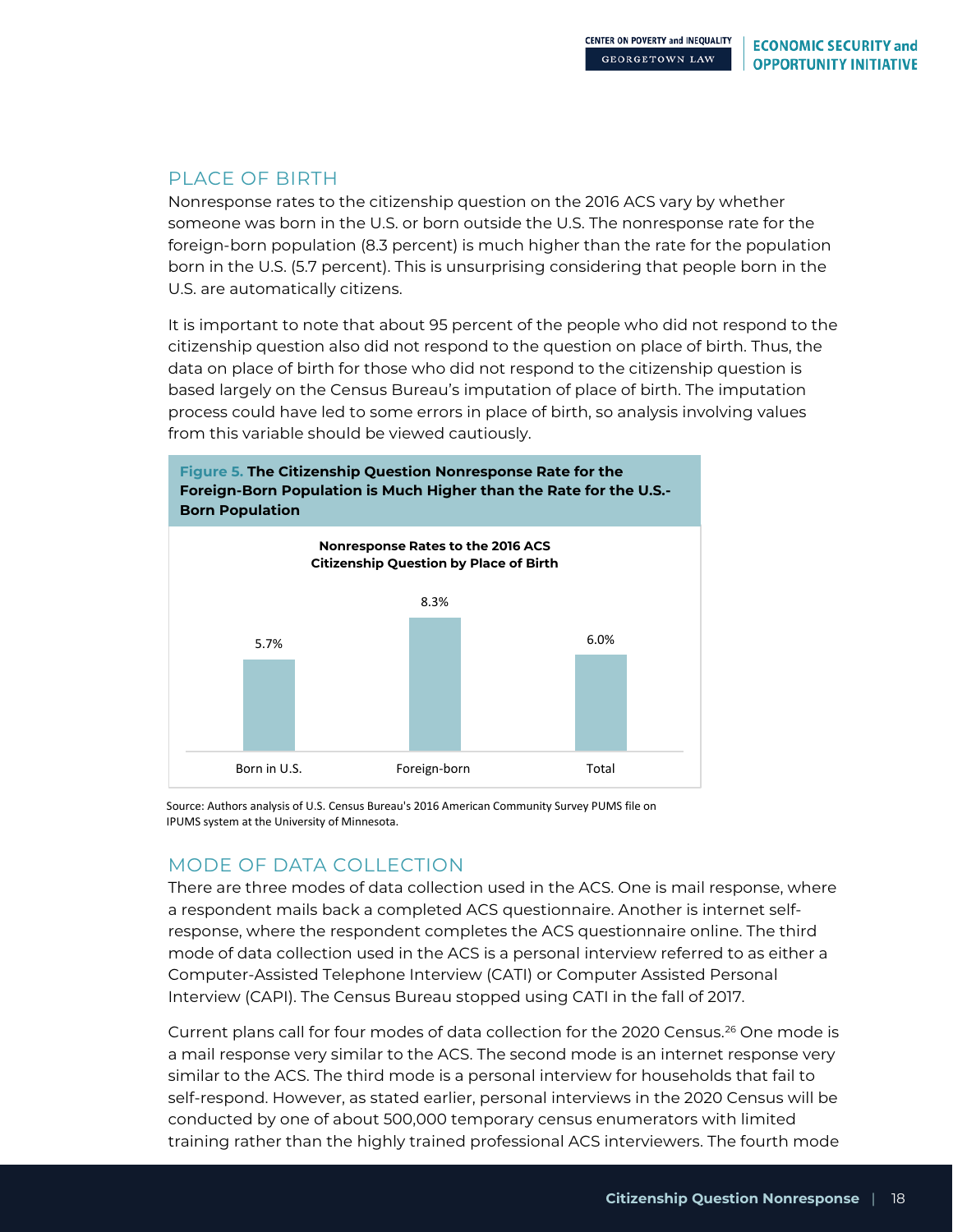## PLACE OF BIRTH

Nonresponse rates to the citizenship question on the 2016 ACS vary by whether someone was born in the U.S. or born outside the U.S. The nonresponse rate for the foreign-born population (8.3 percent) is much higher than the rate for the population born in the U.S. (5.7 percent). This is unsurprising considering that people born in the U.S. are automatically citizens.

It is important to note that about 95 percent of the people who did not respond to the citizenship question also did not respond to the question on place of birth. Thus, the data on place of birth for those who did not respond to the citizenship question is based largely on the Census Bureau's imputation of place of birth. The imputation process could have led to some errors in place of birth, so analysis involving values from this variable should be viewed cautiously.

**Figure 5. The Citizenship Question Nonresponse Rate for the Foreign-Born Population is Much Higher than the Rate for the U.S.-Born Population**

**Nonresponse Rates to the 2016 ACS Citizenship Question by Place of Birth**

| Born in U.S. | Foreign-born | Total |
|---|---|---|
| 5.7% | 8.3% | 6.0% |

Source: Authors analysis of U.S. Census Bureau's 2016 American Community Survey PUMS file on IPUMS system at the University of Minnesota.

## MODE OF DATA COLLECTION

There are three modes of data collection used in the ACS. One is mail response, where a respondent mails back a completed ACS questionnaire. Another is internet self-response, where the respondent completes the ACS questionnaire online. The third mode of data collection used in the ACS is a personal interview referred to as either a Computer-Assisted Telephone Interview (CATI) or Computer Assisted Personal Interview (CAPI). The Census Bureau stopped using CATI in the fall of 2017.

Current plans call for four modes of data collection for the 2020 Census.[26] One mode is a mail response very similar to the ACS. The second mode is an internet response very similar to the ACS. The third mode is a personal interview for households that fail to self-respond. However, as stated earlier, personal interviews in the 2020 Census will be conducted by one of about 500,000 temporary census enumerators with limited training rather than the highly trained professional ACS interviewers. The fourth mode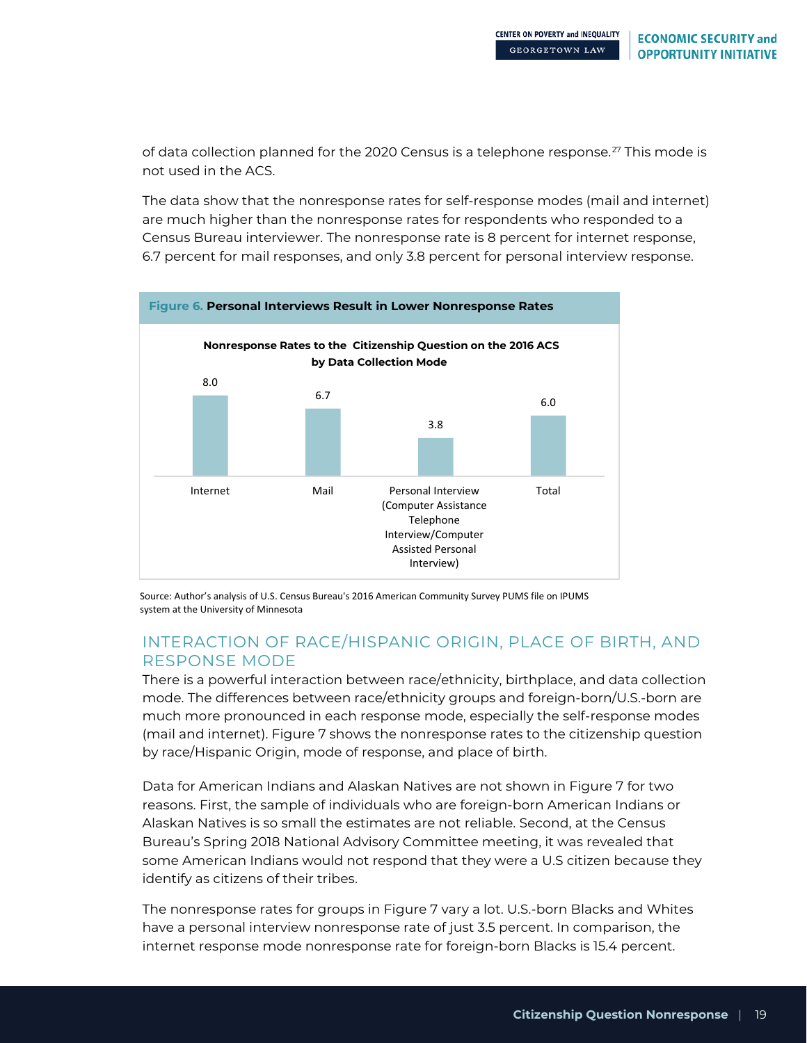of data collection planned for the 2020 Census is a telephone response.[27] This mode is not used in the ACS.

The data show that the nonresponse rates for self-response modes (mail and internet) are much higher than the nonresponse rates for respondents who responded to a Census Bureau interviewer. The nonresponse rate is 8 percent for internet response, 6.7 percent for mail responses, and only 3.8 percent for personal interview response.

**Figure 6. Personal Interviews Result in Lower Nonresponse Rates**

**Nonresponse Rates to the Citizenship Question on the 2016 ACS by Data Collection Mode**

| Data Collection Mode | Nonresponse Rate |
|---|---|
| Internet | 8.0 |
| Mail | 6.7 |
| Personal Interview (Computer Assistance Telephone Interview/Computer Assisted Personal Interview) | 3.8 |
| Total | 6.0 |

Source: Author's analysis of U.S. Census Bureau's 2016 American Community Survey PUMS file on IPUMS system at the University of Minnesota

## INTERACTION OF RACE/HISPANIC ORIGIN, PLACE OF BIRTH, AND RESPONSE MODE

There is a powerful interaction between race/ethnicity, birthplace, and data collection mode. The differences between race/ethnicity groups and foreign-born/U.S.-born are much more pronounced in each response mode, especially the self-response modes (mail and internet). Figure 7 shows the nonresponse rates to the citizenship question by race/Hispanic Origin, mode of response, and place of birth.

Data for American Indians and Alaskan Natives are not shown in Figure 7 for two reasons. First, the sample of individuals who are foreign-born American Indians or Alaskan Natives is so small the estimates are not reliable. Second, at the Census Bureau's Spring 2018 National Advisory Committee meeting, it was revealed that some American Indians would not respond that they were a U.S citizen because they identify as citizens of their tribes.

The nonresponse rates for groups in Figure 7 vary a lot. U.S.-born Blacks and Whites have a personal interview nonresponse rate of just 3.5 percent. In comparison, the internet response mode nonresponse rate for foreign-born Blacks is 15.4 percent.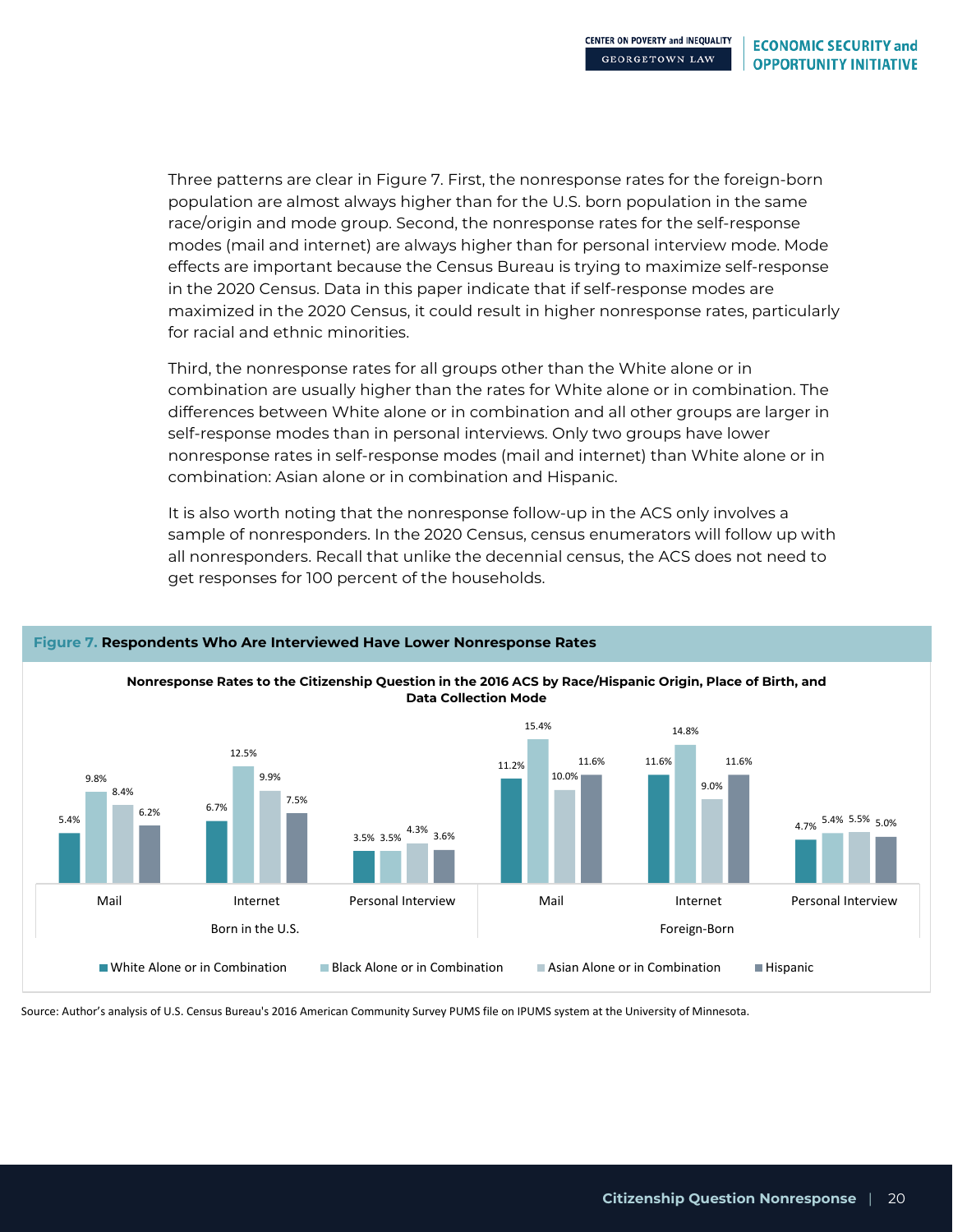Three patterns are clear in Figure 7. First, the nonresponse rates for the foreign-born population are almost always higher than for the U.S. born population in the same race/origin and mode group. Second, the nonresponse rates for the self-response modes (mail and internet) are always higher than for personal interview mode. Mode effects are important because the Census Bureau is trying to maximize self-response in the 2020 Census. Data in this paper indicate that if self-response modes are maximized in the 2020 Census, it could result in higher nonresponse rates, particularly for racial and ethnic minorities.

Third, the nonresponse rates for all groups other than the White alone or in combination are usually higher than the rates for White alone or in combination. The differences between White alone or in combination and all other groups are larger in self-response modes than in personal interviews. Only two groups have lower nonresponse rates in self-response modes (mail and internet) than White alone or in combination: Asian alone or in combination and Hispanic.

It is also worth noting that the nonresponse follow-up in the ACS only involves a sample of nonresponders. In the 2020 Census, census enumerators will follow up with all nonresponders. Recall that unlike the decennial census, the ACS does not need to get responses for 100 percent of the households.

**Figure 7. Respondents Who Are Interviewed Have Lower Nonresponse Rates**

**Nonresponse Rates to the Citizenship Question in the 2016 ACS by Race/Hispanic Origin, Place of Birth, and Data Collection Mode**

| Place of Birth | Mode | White Alone or in Combination | Black Alone or in Combination | Asian Alone or in Combination | Hispanic |
|---|---|---|---|---|---|
| Born in the U.S. | Mail | 5.4% | 9.8% | 8.4% | 6.2% |
| | Internet | 6.7% | 12.5% | 9.9% | 7.5% |
| | Personal Interview | 3.5% | 3.5% | 4.3% | 3.6% |
| Foreign-Born | Mail | 11.2% | 15.4% | 10.0% | 11.6% |
| | Internet | 11.6% | 14.8% | 9.0% | 11.6% |
| | Personal Interview | 4.7% | 5.4% | 5.5% | 5.0% |

Source: Author's analysis of U.S. Census Bureau's 2016 American Community Survey PUMS file on IPUMS system at the University of Minnesota.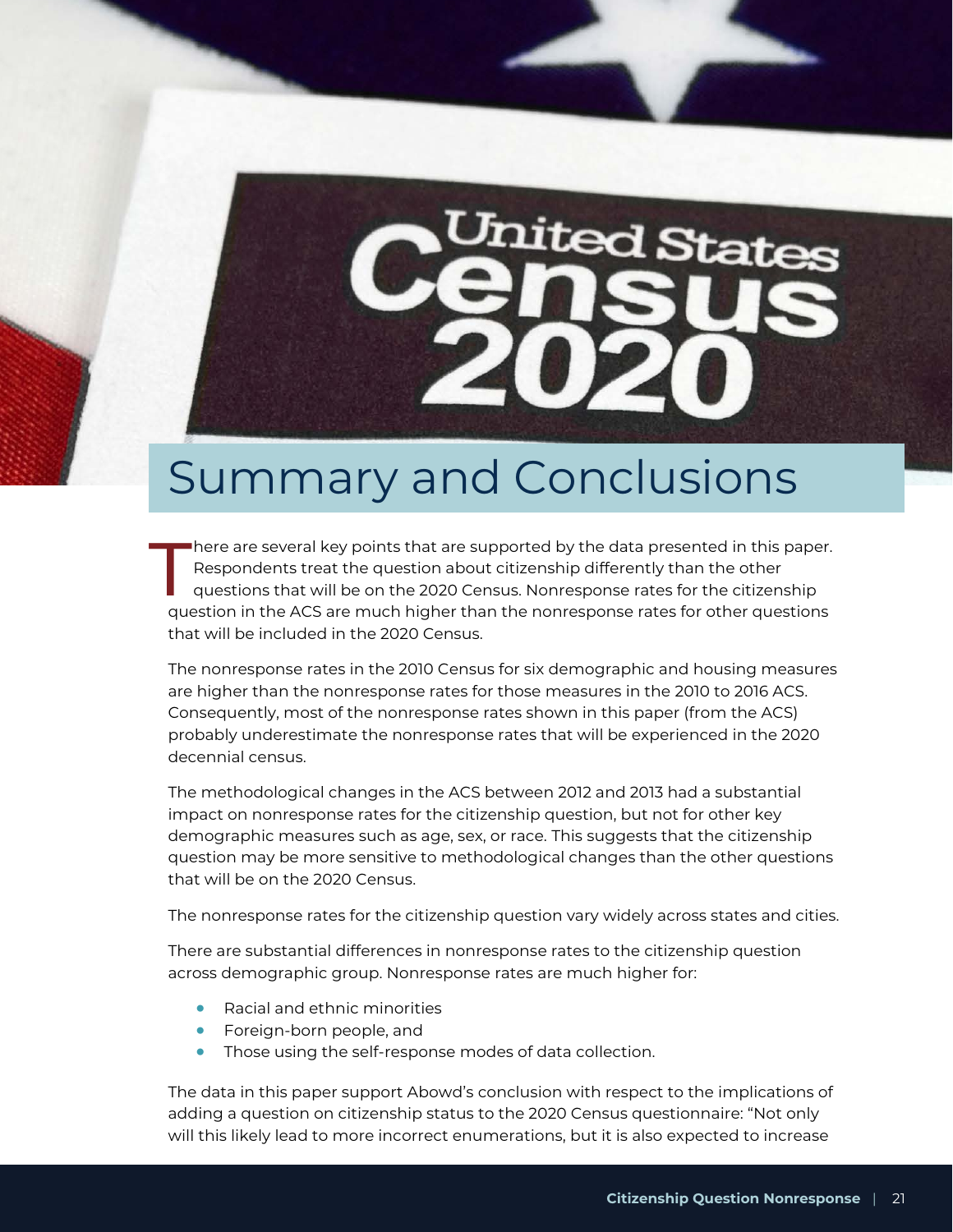# Summary and Conclusions

There are several key points that are supported by the data presented in this paper. Respondents treat the question about citizenship differently than the other questions that will be on the 2020 Census. Nonresponse rates for the citizenship question in the ACS are much higher than the nonresponse rates for other questions that will be included in the 2020 Census.

The nonresponse rates in the 2010 Census for six demographic and housing measures are higher than the nonresponse rates for those measures in the 2010 to 2016 ACS. Consequently, most of the nonresponse rates shown in this paper (from the ACS) probably underestimate the nonresponse rates that will be experienced in the 2020 decennial census.

The methodological changes in the ACS between 2012 and 2013 had a substantial impact on nonresponse rates for the citizenship question, but not for other key demographic measures such as age, sex, or race. This suggests that the citizenship question may be more sensitive to methodological changes than the other questions that will be on the 2020 Census.

The nonresponse rates for the citizenship question vary widely across states and cities.

There are substantial differences in nonresponse rates to the citizenship question across demographic group. Nonresponse rates are much higher for:

- Racial and ethnic minorities
- Foreign-born people, and
- Those using the self-response modes of data collection.

The data in this paper support Abowd's conclusion with respect to the implications of adding a question on citizenship status to the 2020 Census questionnaire: "Not only will this likely lead to more incorrect enumerations, but it is also expected to increase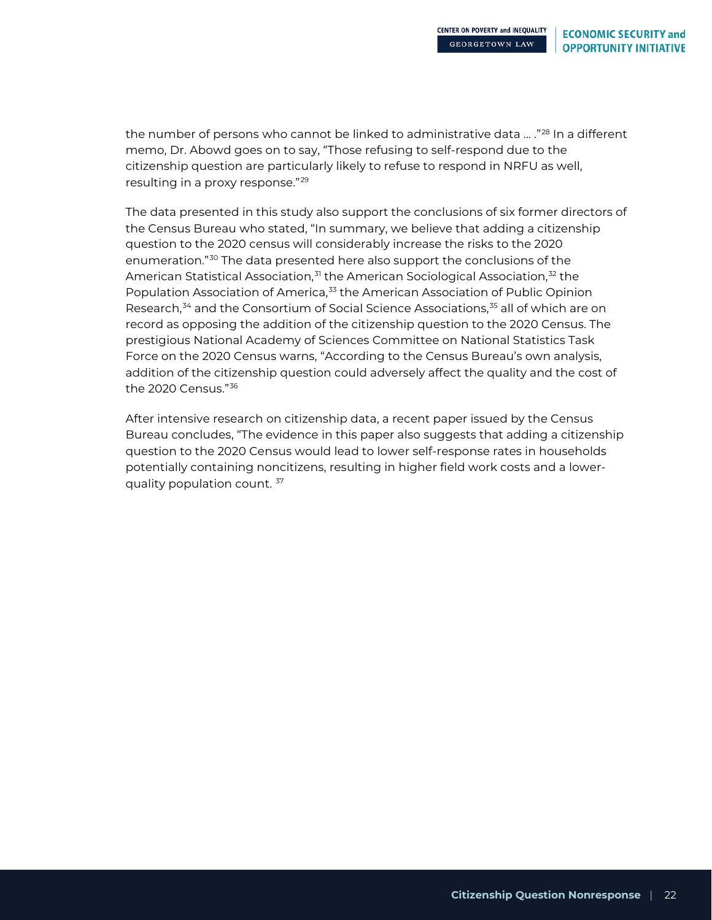the number of persons who cannot be linked to administrative data … ."[28] In a different memo, Dr. Abowd goes on to say, "Those refusing to self-respond due to the citizenship question are particularly likely to refuse to respond in NRFU as well, resulting in a proxy response."[29]

The data presented in this study also support the conclusions of six former directors of the Census Bureau who stated, "In summary, we believe that adding a citizenship question to the 2020 census will considerably increase the risks to the 2020 enumeration."[30] The data presented here also support the conclusions of the American Statistical Association,[31] the American Sociological Association,[32] the Population Association of America,[33] the American Association of Public Opinion Research,[34] and the Consortium of Social Science Associations,[35] all of which are on record as opposing the addition of the citizenship question to the 2020 Census. The prestigious National Academy of Sciences Committee on National Statistics Task Force on the 2020 Census warns, "According to the Census Bureau's own analysis, addition of the citizenship question could adversely affect the quality and the cost of the 2020 Census."[36]

After intensive research on citizenship data, a recent paper issued by the Census Bureau concludes, "The evidence in this paper also suggests that adding a citizenship question to the 2020 Census would lead to lower self-response rates in households potentially containing noncitizens, resulting in higher field work costs and a lower-quality population count. [37]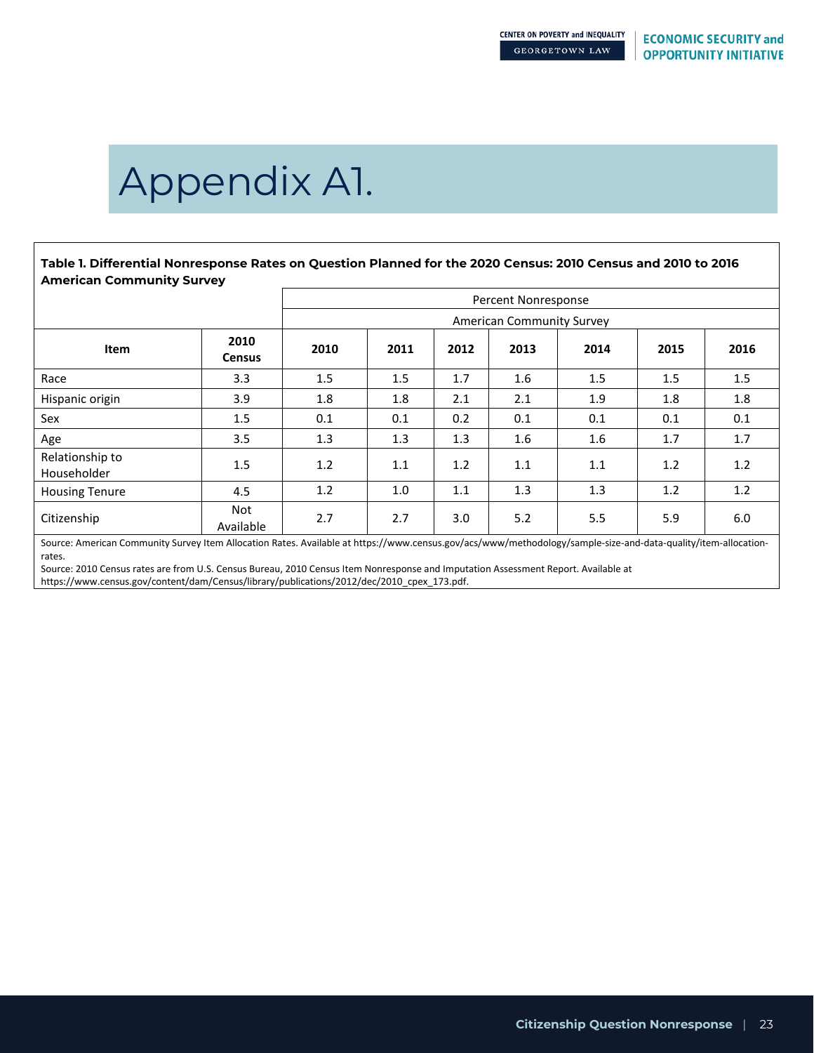# Appendix A1.

**Table 1. Differential Nonresponse Rates on Question Planned for the 2020 Census: 2010 Census and 2010 to 2016 American Community Survey**

| | | Percent Nonresponse | | | | | | |
|---|---|---|---|---|---|---|---|---|
| | | American Community Survey | | | | | | |
| **Item** | **2010 Census** | **2010** | **2011** | **2012** | **2013** | **2014** | **2015** | **2016** |
| Race | 3.3 | 1.5 | 1.5 | 1.7 | 1.6 | 1.5 | 1.5 | 1.5 |
| Hispanic origin | 3.9 | 1.8 | 1.8 | 2.1 | 2.1 | 1.9 | 1.8 | 1.8 |
| Sex | 1.5 | 0.1 | 0.1 | 0.2 | 0.1 | 0.1 | 0.1 | 0.1 |
| Age | 3.5 | 1.3 | 1.3 | 1.3 | 1.6 | 1.6 | 1.7 | 1.7 |
| Relationship to Householder | 1.5 | 1.2 | 1.1 | 1.2 | 1.1 | 1.1 | 1.2 | 1.2 |
| Housing Tenure | 4.5 | 1.2 | 1.0 | 1.1 | 1.3 | 1.3 | 1.2 | 1.2 |
| Citizenship | Not Available | 2.7 | 2.7 | 3.0 | 5.2 | 5.5 | 5.9 | 6.0 |

Source: American Community Survey Item Allocation Rates. Available at https://www.census.gov/acs/www/methodology/sample-size-and-data-quality/item-allocation-rates.

Source: 2010 Census rates are from U.S. Census Bureau, 2010 Census Item Nonresponse and Imputation Assessment Report. Available at https://www.census.gov/content/dam/Census/library/publications/2012/dec/2010_cpex_173.pdf.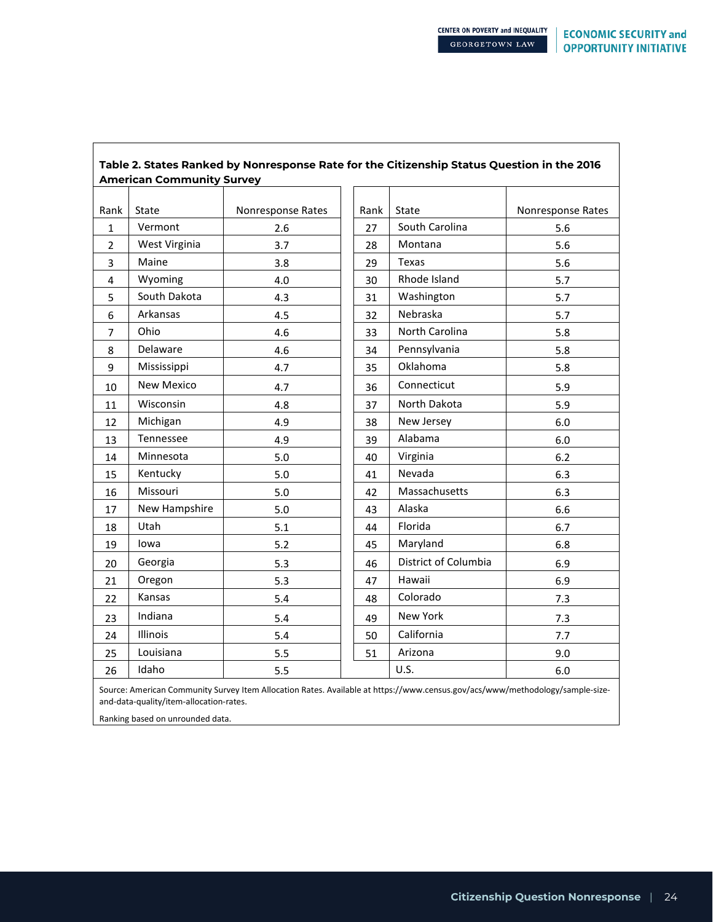**Table 2. States Ranked by Nonresponse Rate for the Citizenship Status Question in the 2016 American Community Survey**

| Rank | State | Nonresponse Rates | Rank | State | Nonresponse Rates |
|---|---|---|---|---|---|
| 1 | Vermont | 2.6 | 27 | South Carolina | 5.6 |
| 2 | West Virginia | 3.7 | 28 | Montana | 5.6 |
| 3 | Maine | 3.8 | 29 | Texas | 5.6 |
| 4 | Wyoming | 4.0 | 30 | Rhode Island | 5.7 |
| 5 | South Dakota | 4.3 | 31 | Washington | 5.7 |
| 6 | Arkansas | 4.5 | 32 | Nebraska | 5.7 |
| 7 | Ohio | 4.6 | 33 | North Carolina | 5.8 |
| 8 | Delaware | 4.6 | 34 | Pennsylvania | 5.8 |
| 9 | Mississippi | 4.7 | 35 | Oklahoma | 5.8 |
| 10 | New Mexico | 4.7 | 36 | Connecticut | 5.9 |
| 11 | Wisconsin | 4.8 | 37 | North Dakota | 5.9 |
| 12 | Michigan | 4.9 | 38 | New Jersey | 6.0 |
| 13 | Tennessee | 4.9 | 39 | Alabama | 6.0 |
| 14 | Minnesota | 5.0 | 40 | Virginia | 6.2 |
| 15 | Kentucky | 5.0 | 41 | Nevada | 6.3 |
| 16 | Missouri | 5.0 | 42 | Massachusetts | 6.3 |
| 17 | New Hampshire | 5.0 | 43 | Alaska | 6.6 |
| 18 | Utah | 5.1 | 44 | Florida | 6.7 |
| 19 | Iowa | 5.2 | 45 | Maryland | 6.8 |
| 20 | Georgia | 5.3 | 46 | District of Columbia | 6.9 |
| 21 | Oregon | 5.3 | 47 | Hawaii | 6.9 |
| 22 | Kansas | 5.4 | 48 | Colorado | 7.3 |
| 23 | Indiana | 5.4 | 49 | New York | 7.3 |
| 24 | Illinois | 5.4 | 50 | California | 7.7 |
| 25 | Louisiana | 5.5 | 51 | Arizona | 9.0 |
| 26 | Idaho | 5.5 | | U.S. | 6.0 |

Source: American Community Survey Item Allocation Rates. Available at https://www.census.gov/acs/www/methodology/sample-size-and-data-quality/item-allocation-rates.

Ranking based on unrounded data.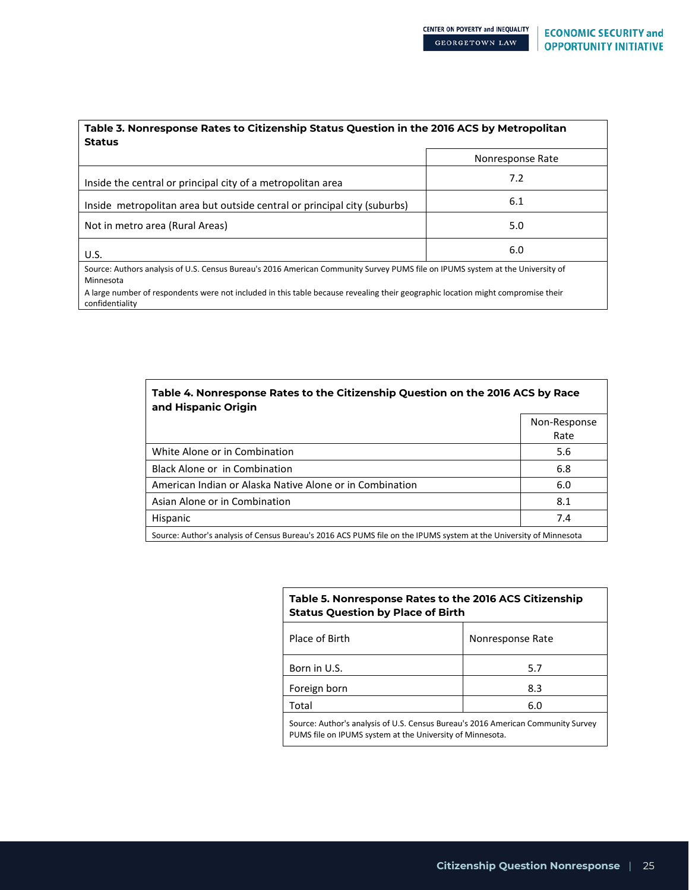**Table 3. Nonresponse Rates to Citizenship Status Question in the 2016 ACS by Metropolitan Status**

| | Nonresponse Rate |
|---|---|
| Inside the central or principal city of a metropolitan area | 7.2 |
| Inside metropolitan area but outside central or principal city (suburbs) | 6.1 |
| Not in metro area (Rural Areas) | 5.0 |
| U.S. | 6.0 |

Source: Authors analysis of U.S. Census Bureau's 2016 American Community Survey PUMS file on IPUMS system at the University of Minnesota

A large number of respondents were not included in this table because revealing their geographic location might compromise their confidentiality

**Table 4. Nonresponse Rates to the Citizenship Question on the 2016 ACS by Race and Hispanic Origin**

| | Non-Response Rate |
|---|---|
| White Alone or in Combination | 5.6 |
| Black Alone or in Combination | 6.8 |
| American Indian or Alaska Native Alone or in Combination | 6.0 |
| Asian Alone or in Combination | 8.1 |
| Hispanic | 7.4 |

Source: Author's analysis of Census Bureau's 2016 ACS PUMS file on the IPUMS system at the University of Minnesota

**Table 5. Nonresponse Rates to the 2016 ACS Citizenship Status Question by Place of Birth**

| Place of Birth | Nonresponse Rate |
|---|---|
| Born in U.S. | 5.7 |
| Foreign born | 8.3 |
| Total | 6.0 |

Source: Author's analysis of U.S. Census Bureau's 2016 American Community Survey PUMS file on IPUMS system at the University of Minnesota.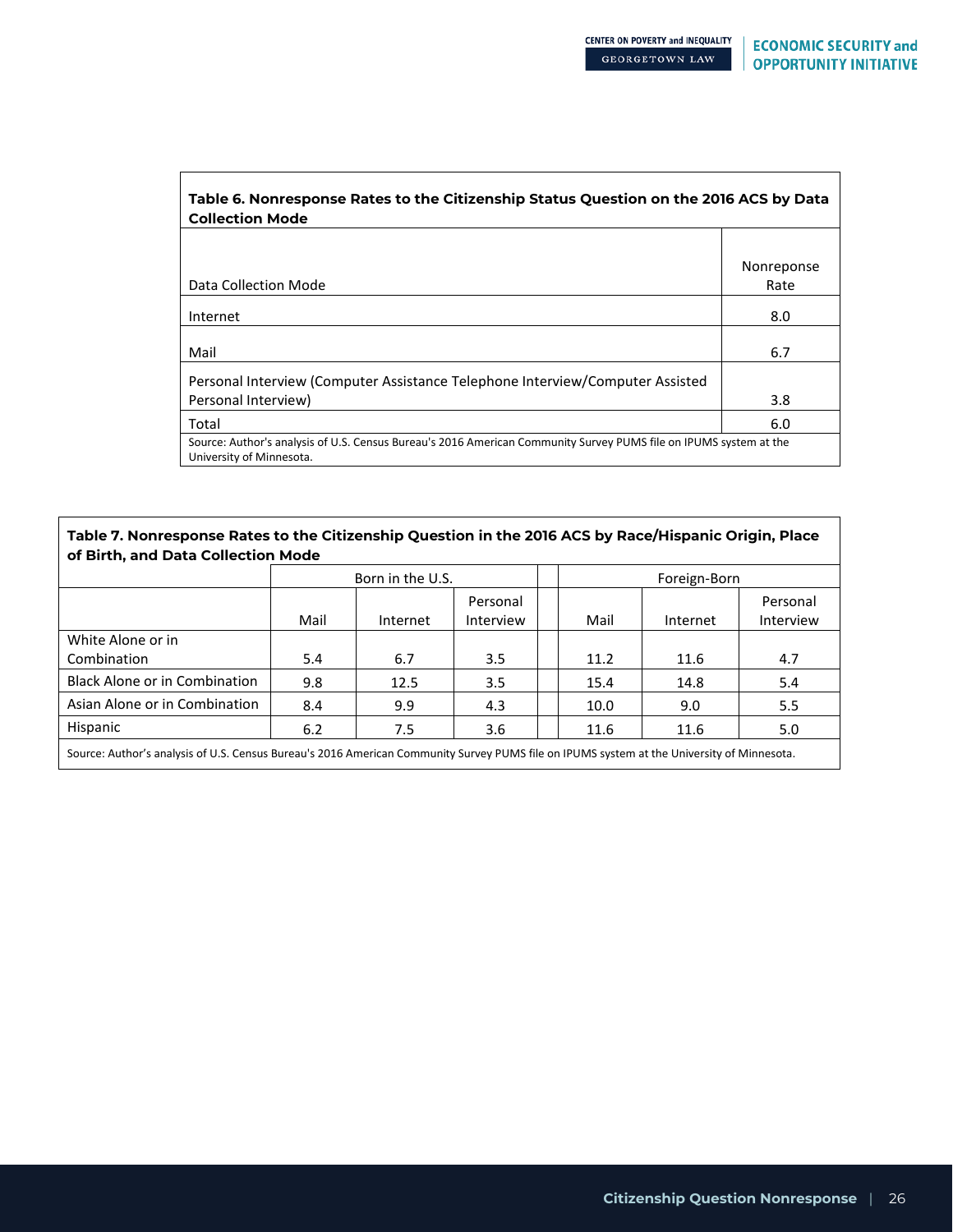**Table 6. Nonresponse Rates to the Citizenship Status Question on the 2016 ACS by Data Collection Mode**

| Data Collection Mode | Nonreponse Rate |
|---|---|
| Internet | 8.0 |
| Mail | 6.7 |
| Personal Interview (Computer Assistance Telephone Interview/Computer Assisted Personal Interview) | 3.8 |
| Total | 6.0 |

Source: Author's analysis of U.S. Census Bureau's 2016 American Community Survey PUMS file on IPUMS system at the University of Minnesota.

**Table 7. Nonresponse Rates to the Citizenship Question in the 2016 ACS by Race/Hispanic Origin, Place of Birth, and Data Collection Mode**

| | Born in the U.S. | | | Foreign-Born | | |
|---|---|---|---|---|---|---|
| | Mail | Internet | Personal Interview | Mail | Internet | Personal Interview |
| White Alone or in Combination | 5.4 | 6.7 | 3.5 | 11.2 | 11.6 | 4.7 |
| Black Alone or in Combination | 9.8 | 12.5 | 3.5 | 15.4 | 14.8 | 5.4 |
| Asian Alone or in Combination | 8.4 | 9.9 | 4.3 | 10.0 | 9.0 | 5.5 |
| Hispanic | 6.2 | 7.5 | 3.6 | 11.6 | 11.6 | 5.0 |

Source: Author's analysis of U.S. Census Bureau's 2016 American Community Survey PUMS file on IPUMS system at the University of Minnesota.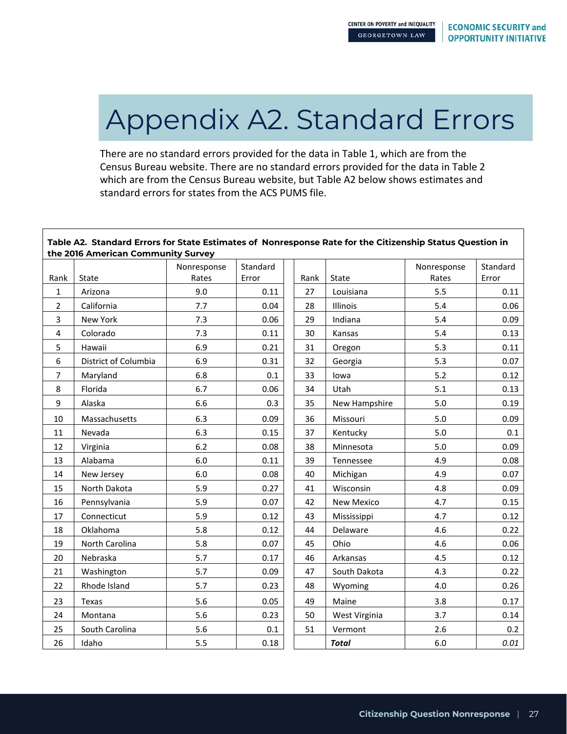# Appendix A2. Standard Errors

There are no standard errors provided for the data in Table 1, which are from the Census Bureau website. There are no standard errors provided for the data in Table 2 which are from the Census Bureau website, but Table A2 below shows estimates and standard errors for states from the ACS PUMS file.

**Table A2. Standard Errors for State Estimates of Nonresponse Rate for the Citizenship Status Question in the 2016 American Community Survey**

| Rank | State | Nonresponse Rates | Standard Error | Rank | State | Nonresponse Rates | Standard Error |
|---|---|---|---|---|---|---|---|
| 1 | Arizona | 9.0 | 0.11 | 27 | Louisiana | 5.5 | 0.11 |
| 2 | California | 7.7 | 0.04 | 28 | Illinois | 5.4 | 0.06 |
| 3 | New York | 7.3 | 0.06 | 29 | Indiana | 5.4 | 0.09 |
| 4 | Colorado | 7.3 | 0.11 | 30 | Kansas | 5.4 | 0.13 |
| 5 | Hawaii | 6.9 | 0.21 | 31 | Oregon | 5.3 | 0.11 |
| 6 | District of Columbia | 6.9 | 0.31 | 32 | Georgia | 5.3 | 0.07 |
| 7 | Maryland | 6.8 | 0.1 | 33 | Iowa | 5.2 | 0.12 |
| 8 | Florida | 6.7 | 0.06 | 34 | Utah | 5.1 | 0.13 |
| 9 | Alaska | 6.6 | 0.3 | 35 | New Hampshire | 5.0 | 0.19 |
| 10 | Massachusetts | 6.3 | 0.09 | 36 | Missouri | 5.0 | 0.09 |
| 11 | Nevada | 6.3 | 0.15 | 37 | Kentucky | 5.0 | 0.1 |
| 12 | Virginia | 6.2 | 0.08 | 38 | Minnesota | 5.0 | 0.09 |
| 13 | Alabama | 6.0 | 0.11 | 39 | Tennessee | 4.9 | 0.08 |
| 14 | New Jersey | 6.0 | 0.08 | 40 | Michigan | 4.9 | 0.07 |
| 15 | North Dakota | 5.9 | 0.27 | 41 | Wisconsin | 4.8 | 0.09 |
| 16 | Pennsylvania | 5.9 | 0.07 | 42 | New Mexico | 4.7 | 0.15 |
| 17 | Connecticut | 5.9 | 0.12 | 43 | Mississippi | 4.7 | 0.12 |
| 18 | Oklahoma | 5.8 | 0.12 | 44 | Delaware | 4.6 | 0.22 |
| 19 | North Carolina | 5.8 | 0.07 | 45 | Ohio | 4.6 | 0.06 |
| 20 | Nebraska | 5.7 | 0.17 | 46 | Arkansas | 4.5 | 0.12 |
| 21 | Washington | 5.7 | 0.09 | 47 | South Dakota | 4.3 | 0.22 |
| 22 | Rhode Island | 5.7 | 0.23 | 48 | Wyoming | 4.0 | 0.26 |
| 23 | Texas | 5.6 | 0.05 | 49 | Maine | 3.8 | 0.17 |
| 24 | Montana | 5.6 | 0.23 | 50 | West Virginia | 3.7 | 0.14 |
| 25 | South Carolina | 5.6 | 0.1 | 51 | Vermont | 2.6 | 0.2 |
| 26 | Idaho | 5.5 | 0.18 | | ***Total*** | 6.0 | *0.01* |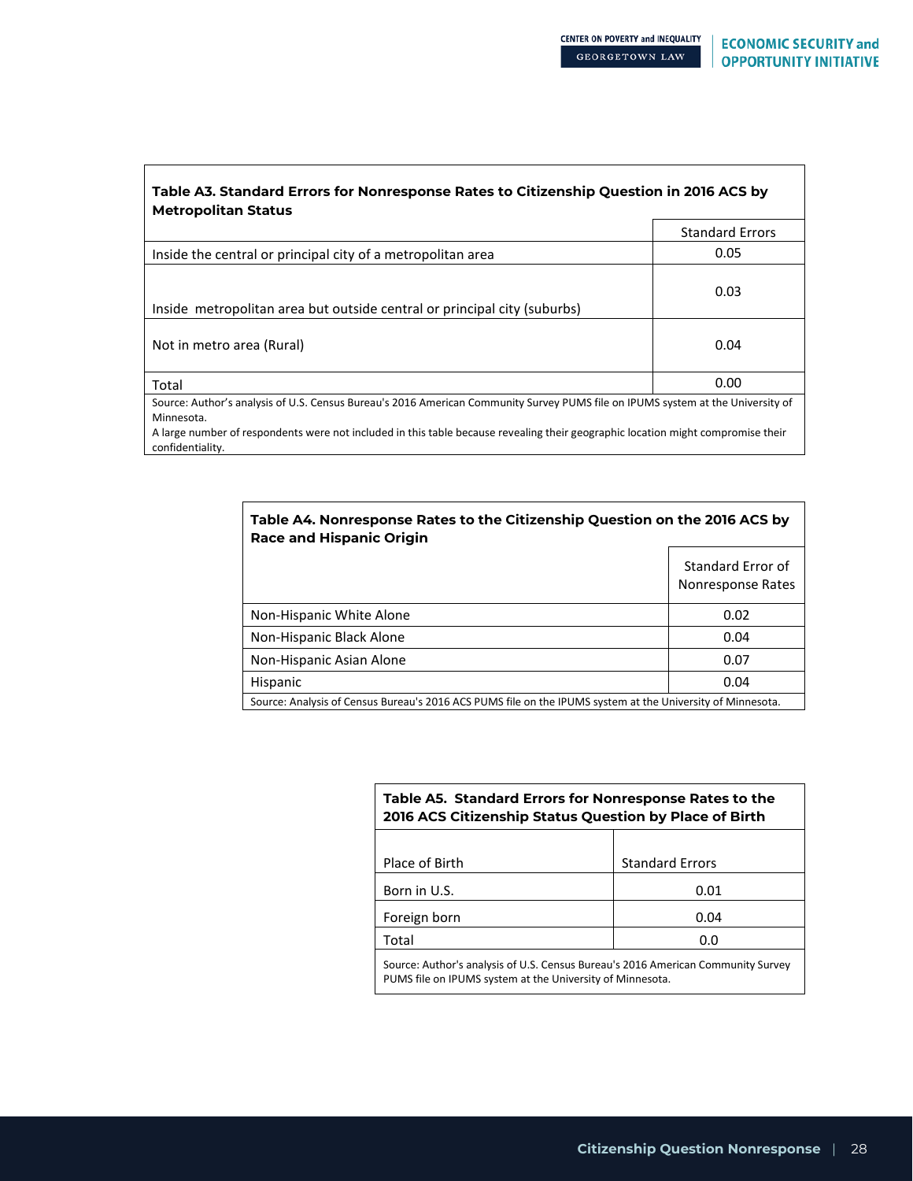**Table A3. Standard Errors for Nonresponse Rates to Citizenship Question in 2016 ACS by Metropolitan Status**

| | Standard Errors |
|---|---|
| Inside the central or principal city of a metropolitan area | 0.05 |
| Inside metropolitan area but outside central or principal city (suburbs) | 0.03 |
| Not in metro area (Rural) | 0.04 |
| Total | 0.00 |

Source: Author's analysis of U.S. Census Bureau's 2016 American Community Survey PUMS file on IPUMS system at the University of Minnesota.
A large number of respondents were not included in this table because revealing their geographic location might compromise their confidentiality.

**Table A4. Nonresponse Rates to the Citizenship Question on the 2016 ACS by Race and Hispanic Origin**

| | Standard Error of Nonresponse Rates |
|---|---|
| Non-Hispanic White Alone | 0.02 |
| Non-Hispanic Black Alone | 0.04 |
| Non-Hispanic Asian Alone | 0.07 |
| Hispanic | 0.04 |

Source: Analysis of Census Bureau's 2016 ACS PUMS file on the IPUMS system at the University of Minnesota.

**Table A5. Standard Errors for Nonresponse Rates to the 2016 ACS Citizenship Status Question by Place of Birth**

| Place of Birth | Standard Errors |
|---|---|
| Born in U.S. | 0.01 |
| Foreign born | 0.04 |
| Total | 0.0 |

Source: Author's analysis of U.S. Census Bureau's 2016 American Community Survey PUMS file on IPUMS system at the University of Minnesota.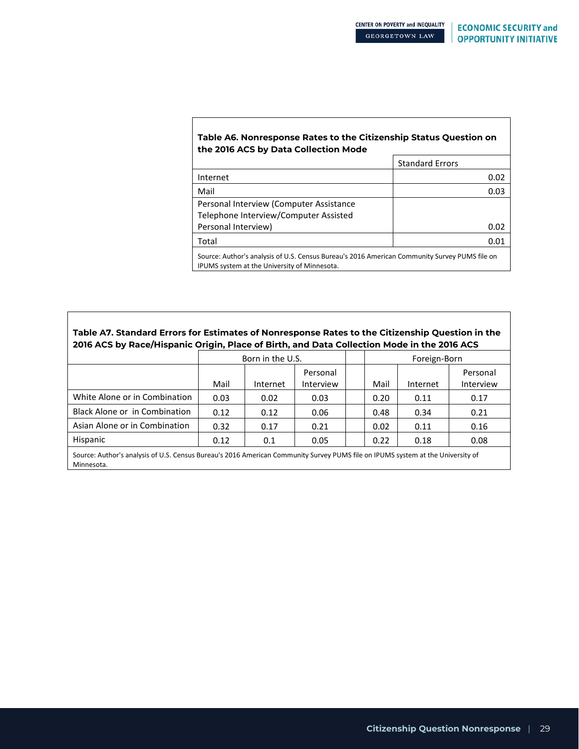**Table A6. Nonresponse Rates to the Citizenship Status Question on the 2016 ACS by Data Collection Mode**

| | Standard Errors |
|---|---|
| Internet | 0.02 |
| Mail | 0.03 |
| Personal Interview (Computer Assistance Telephone Interview/Computer Assisted Personal Interview) | 0.02 |
| Total | 0.01 |

Source: Author's analysis of U.S. Census Bureau's 2016 American Community Survey PUMS file on IPUMS system at the University of Minnesota.

**Table A7. Standard Errors for Estimates of Nonresponse Rates to the Citizenship Question in the 2016 ACS by Race/Hispanic Origin, Place of Birth, and Data Collection Mode in the 2016 ACS**

| | Born in the U.S. | | | | Foreign-Born | | |
|---|---|---|---|---|---|---|---|
| | Mail | Internet | Personal Interview | | Mail | Internet | Personal Interview |
| White Alone or in Combination | 0.03 | 0.02 | 0.03 | | 0.20 | 0.11 | 0.17 |
| Black Alone or in Combination | 0.12 | 0.12 | 0.06 | | 0.48 | 0.34 | 0.21 |
| Asian Alone or in Combination | 0.32 | 0.17 | 0.21 | | 0.02 | 0.11 | 0.16 |
| Hispanic | 0.12 | 0.1 | 0.05 | | 0.22 | 0.18 | 0.08 |

Source: Author's analysis of U.S. Census Bureau's 2016 American Community Survey PUMS file on IPUMS system at the University of Minnesota.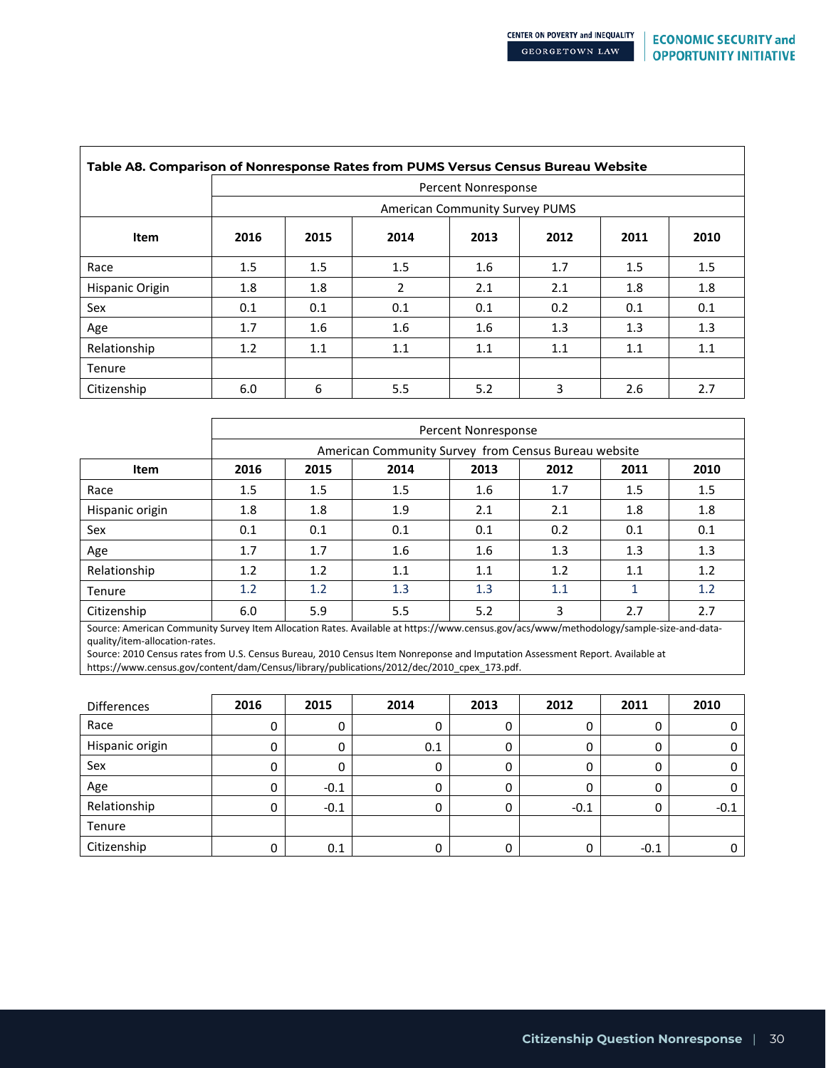**Table A8. Comparison of Nonresponse Rates from PUMS Versus Census Bureau Website**

| | Percent Nonresponse | | | | | | |
|---|---|---|---|---|---|---|---|
| | American Community Survey PUMS | | | | | | |
| **Item** | **2016** | **2015** | **2014** | **2013** | **2012** | **2011** | **2010** |
| Race | 1.5 | 1.5 | 1.5 | 1.6 | 1.7 | 1.5 | 1.5 |
| Hispanic Origin | 1.8 | 1.8 | 2 | 2.1 | 2.1 | 1.8 | 1.8 |
| Sex | 0.1 | 0.1 | 0.1 | 0.1 | 0.2 | 0.1 | 0.1 |
| Age | 1.7 | 1.6 | 1.6 | 1.6 | 1.3 | 1.3 | 1.3 |
| Relationship | 1.2 | 1.1 | 1.1 | 1.1 | 1.1 | 1.1 | 1.1 |
| Tenure | | | | | | | |
| Citizenship | 6.0 | 6 | 5.5 | 5.2 | 3 | 2.6 | 2.7 |

| | Percent Nonresponse | | | | | | |
|---|---|---|---|---|---|---|---|
| | American Community Survey from Census Bureau website | | | | | | |
| **Item** | **2016** | **2015** | **2014** | **2013** | **2012** | **2011** | **2010** |
| Race | 1.5 | 1.5 | 1.5 | 1.6 | 1.7 | 1.5 | 1.5 |
| Hispanic origin | 1.8 | 1.8 | 1.9 | 2.1 | 2.1 | 1.8 | 1.8 |
| Sex | 0.1 | 0.1 | 0.1 | 0.1 | 0.2 | 0.1 | 0.1 |
| Age | 1.7 | 1.7 | 1.6 | 1.6 | 1.3 | 1.3 | 1.3 |
| Relationship | 1.2 | 1.2 | 1.1 | 1.1 | 1.2 | 1.1 | 1.2 |
| Tenure | 1.2 | 1.2 | 1.3 | 1.3 | 1.1 | 1 | 1.2 |
| Citizenship | 6.0 | 5.9 | 5.5 | 5.2 | 3 | 2.7 | 2.7 |

Source: American Community Survey Item Allocation Rates. Available at https://www.census.gov/acs/www/methodology/sample-size-and-data-quality/item-allocation-rates.
Source: 2010 Census rates from U.S. Census Bureau, 2010 Census Item Nonreponse and Imputation Assessment Report. Available at https://www.census.gov/content/dam/Census/library/publications/2012/dec/2010_cpex_173.pdf.

| Differences | **2016** | **2015** | **2014** | **2013** | **2012** | **2011** | **2010** |
|---|---|---|---|---|---|---|---|
| Race | 0 | 0 | 0 | 0 | 0 | 0 | 0 |
| Hispanic origin | 0 | 0 | 0.1 | 0 | 0 | 0 | 0 |
| Sex | 0 | 0 | 0 | 0 | 0 | 0 | 0 |
| Age | 0 | -0.1 | 0 | 0 | 0 | 0 | 0 |
| Relationship | 0 | -0.1 | 0 | 0 | -0.1 | 0 | -0.1 |
| Tenure | | | | | | | |
| Citizenship | 0 | 0.1 | 0 | 0 | 0 | -0.1 | 0 |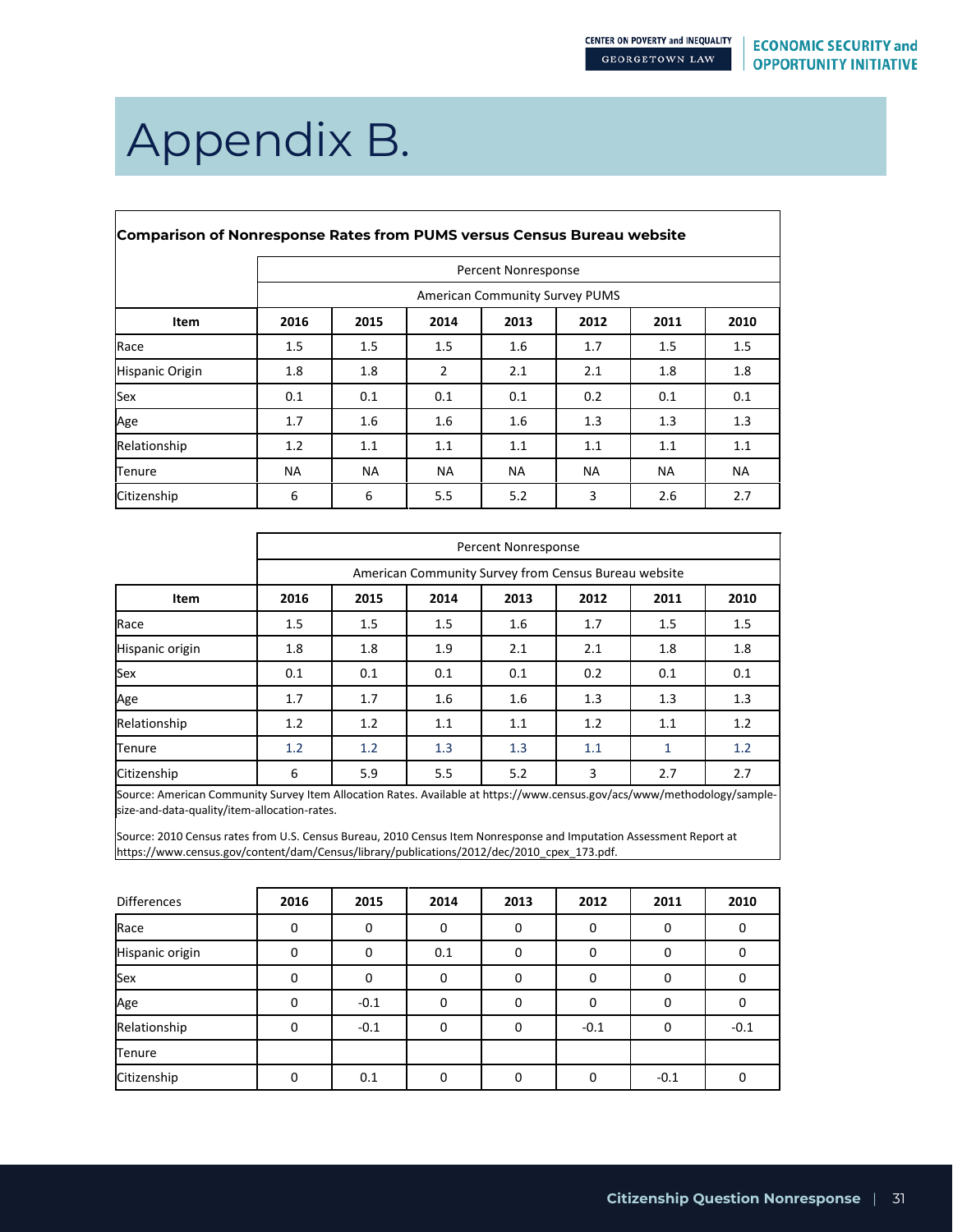# Appendix B.

**Comparison of Nonresponse Rates from PUMS versus Census Bureau website**

| | Percent Nonresponse | | | | | | |
|---|---|---|---|---|---|---|---|
| | American Community Survey PUMS | | | | | | |
| **Item** | **2016** | **2015** | **2014** | **2013** | **2012** | **2011** | **2010** |
| Race | 1.5 | 1.5 | 1.5 | 1.6 | 1.7 | 1.5 | 1.5 |
| Hispanic Origin | 1.8 | 1.8 | 2 | 2.1 | 2.1 | 1.8 | 1.8 |
| Sex | 0.1 | 0.1 | 0.1 | 0.1 | 0.2 | 0.1 | 0.1 |
| Age | 1.7 | 1.6 | 1.6 | 1.6 | 1.3 | 1.3 | 1.3 |
| Relationship | 1.2 | 1.1 | 1.1 | 1.1 | 1.1 | 1.1 | 1.1 |
| Tenure | NA | NA | NA | NA | NA | NA | NA |
| Citizenship | 6 | 6 | 5.5 | 5.2 | 3 | 2.6 | 2.7 |

| | Percent Nonresponse | | | | | | |
|---|---|---|---|---|---|---|---|
| | American Community Survey from Census Bureau website | | | | | | |
| **Item** | **2016** | **2015** | **2014** | **2013** | **2012** | **2011** | **2010** |
| Race | 1.5 | 1.5 | 1.5 | 1.6 | 1.7 | 1.5 | 1.5 |
| Hispanic origin | 1.8 | 1.8 | 1.9 | 2.1 | 2.1 | 1.8 | 1.8 |
| Sex | 0.1 | 0.1 | 0.1 | 0.1 | 0.2 | 0.1 | 0.1 |
| Age | 1.7 | 1.7 | 1.6 | 1.6 | 1.3 | 1.3 | 1.3 |
| Relationship | 1.2 | 1.2 | 1.1 | 1.1 | 1.2 | 1.1 | 1.2 |
| Tenure | 1.2 | 1.2 | 1.3 | 1.3 | 1.1 | 1 | 1.2 |
| Citizenship | 6 | 5.9 | 5.5 | 5.2 | 3 | 2.7 | 2.7 |

Source: American Community Survey Item Allocation Rates. Available at https://www.census.gov/acs/www/methodology/sample-size-and-data-quality/item-allocation-rates.

Source: 2010 Census rates from U.S. Census Bureau, 2010 Census Item Nonresponse and Imputation Assessment Report at https://www.census.gov/content/dam/Census/library/publications/2012/dec/2010_cpex_173.pdf.

| Differences | **2016** | **2015** | **2014** | **2013** | **2012** | **2011** | **2010** |
|---|---|---|---|---|---|---|---|
| Race | 0 | 0 | 0 | 0 | 0 | 0 | 0 |
| Hispanic origin | 0 | 0 | 0.1 | 0 | 0 | 0 | 0 |
| Sex | 0 | 0 | 0 | 0 | 0 | 0 | 0 |
| Age | 0 | -0.1 | 0 | 0 | 0 | 0 | 0 |
| Relationship | 0 | -0.1 | 0 | 0 | -0.1 | 0 | -0.1 |
| Tenure | | | | | | | |
| Citizenship | 0 | 0.1 | 0 | 0 | 0 | -0.1 | 0 |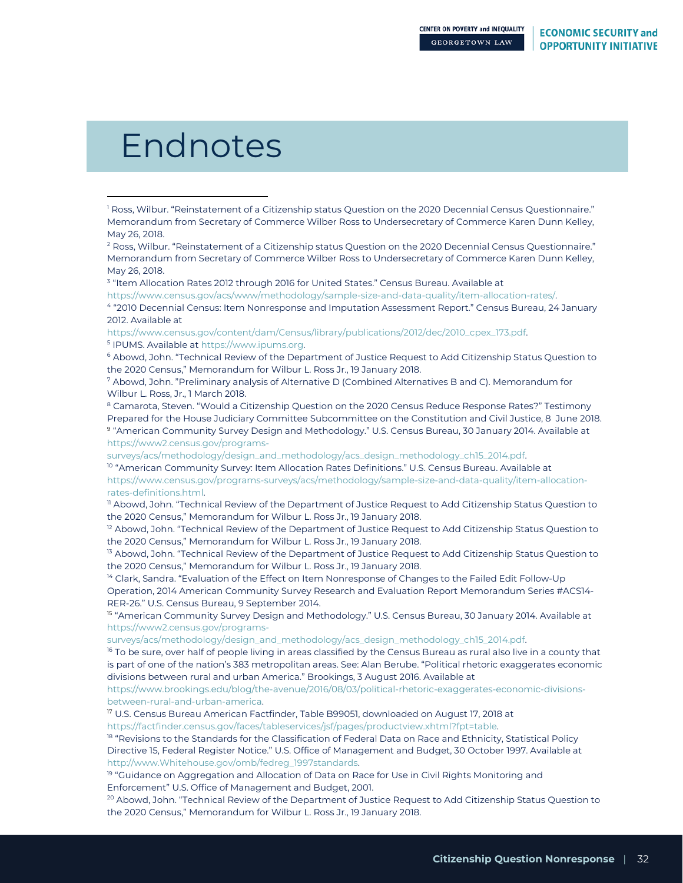# Endnotes

[1] Ross, Wilbur. "Reinstatement of a Citizenship status Question on the 2020 Decennial Census Questionnaire." Memorandum from Secretary of Commerce Wilber Ross to Undersecretary of Commerce Karen Dunn Kelley, May 26, 2018.

[2] Ross, Wilbur. "Reinstatement of a Citizenship status Question on the 2020 Decennial Census Questionnaire." Memorandum from Secretary of Commerce Wilber Ross to Undersecretary of Commerce Karen Dunn Kelley, May 26, 2018.

[3] "Item Allocation Rates 2012 through 2016 for United States." Census Bureau. Available at https://www.census.gov/acs/www/methodology/sample-size-and-data-quality/item-allocation-rates/.

[4] "2010 Decennial Census: Item Nonresponse and Imputation Assessment Report." Census Bureau, 24 January 2012. Available at https://www.census.gov/content/dam/Census/library/publications/2012/dec/2010_cpex_173.pdf.

[5] IPUMS. Available at https://www.ipums.org.

[6] Abowd, John. "Technical Review of the Department of Justice Request to Add Citizenship Status Question to the 2020 Census," Memorandum for Wilbur L. Ross Jr., 19 January 2018.

[7] Abowd, John. "Preliminary analysis of Alternative D (Combined Alternatives B and C). Memorandum for Wilbur L. Ross, Jr., 1 March 2018.

[8] Camarota, Steven. "Would a Citizenship Question on the 2020 Census Reduce Response Rates?" Testimony Prepared for the House Judiciary Committee Subcommittee on the Constitution and Civil Justice, 8 June 2018.

[9] "American Community Survey Design and Methodology." U.S. Census Bureau, 30 January 2014. Available at https://www2.census.gov/programs-surveys/acs/methodology/design_and_methodology/acs_design_methodology_ch15_2014.pdf.

[10] "American Community Survey: Item Allocation Rates Definitions." U.S. Census Bureau. Available at https://www.census.gov/programs-surveys/acs/methodology/sample-size-and-data-quality/item-allocation-rates-definitions.html.

[11] Abowd, John. "Technical Review of the Department of Justice Request to Add Citizenship Status Question to the 2020 Census," Memorandum for Wilbur L. Ross Jr., 19 January 2018.

[12] Abowd, John. "Technical Review of the Department of Justice Request to Add Citizenship Status Question to the 2020 Census," Memorandum for Wilbur L. Ross Jr., 19 January 2018.

[13] Abowd, John. "Technical Review of the Department of Justice Request to Add Citizenship Status Question to the 2020 Census," Memorandum for Wilbur L. Ross Jr., 19 January 2018.

[14] Clark, Sandra. "Evaluation of the Effect on Item Nonresponse of Changes to the Failed Edit Follow-Up Operation, 2014 American Community Survey Research and Evaluation Report Memorandum Series #ACS14-RER-26." U.S. Census Bureau, 9 September 2014.

[15] "American Community Survey Design and Methodology." U.S. Census Bureau, 30 January 2014. Available at https://www2.census.gov/programs-surveys/acs/methodology/design_and_methodology/acs_design_methodology_ch15_2014.pdf.

[16] To be sure, over half of people living in areas classified by the Census Bureau as rural also live in a county that is part of one of the nation's 383 metropolitan areas. See: Alan Berube. "Political rhetoric exaggerates economic divisions between rural and urban America." Brookings, 3 August 2016. Available at https://www.brookings.edu/blog/the-avenue/2016/08/03/political-rhetoric-exaggerates-economic-divisions-between-rural-and-urban-america.

[17] U.S. Census Bureau American Factfinder, Table B99051, downloaded on August 17, 2018 at https://factfinder.census.gov/faces/tableservices/jsf/pages/productview.xhtml?fpt=table.

[18] "Revisions to the Standards for the Classification of Federal Data on Race and Ethnicity, Statistical Policy Directive 15, Federal Register Notice." U.S. Office of Management and Budget, 30 October 1997. Available at http://www.Whitehouse.gov/omb/fedreg_1997standards.

[19] "Guidance on Aggregation and Allocation of Data on Race for Use in Civil Rights Monitoring and Enforcement" U.S. Office of Management and Budget, 2001.

[20] Abowd, John. "Technical Review of the Department of Justice Request to Add Citizenship Status Question to the 2020 Census," Memorandum for Wilbur L. Ross Jr., 19 January 2018.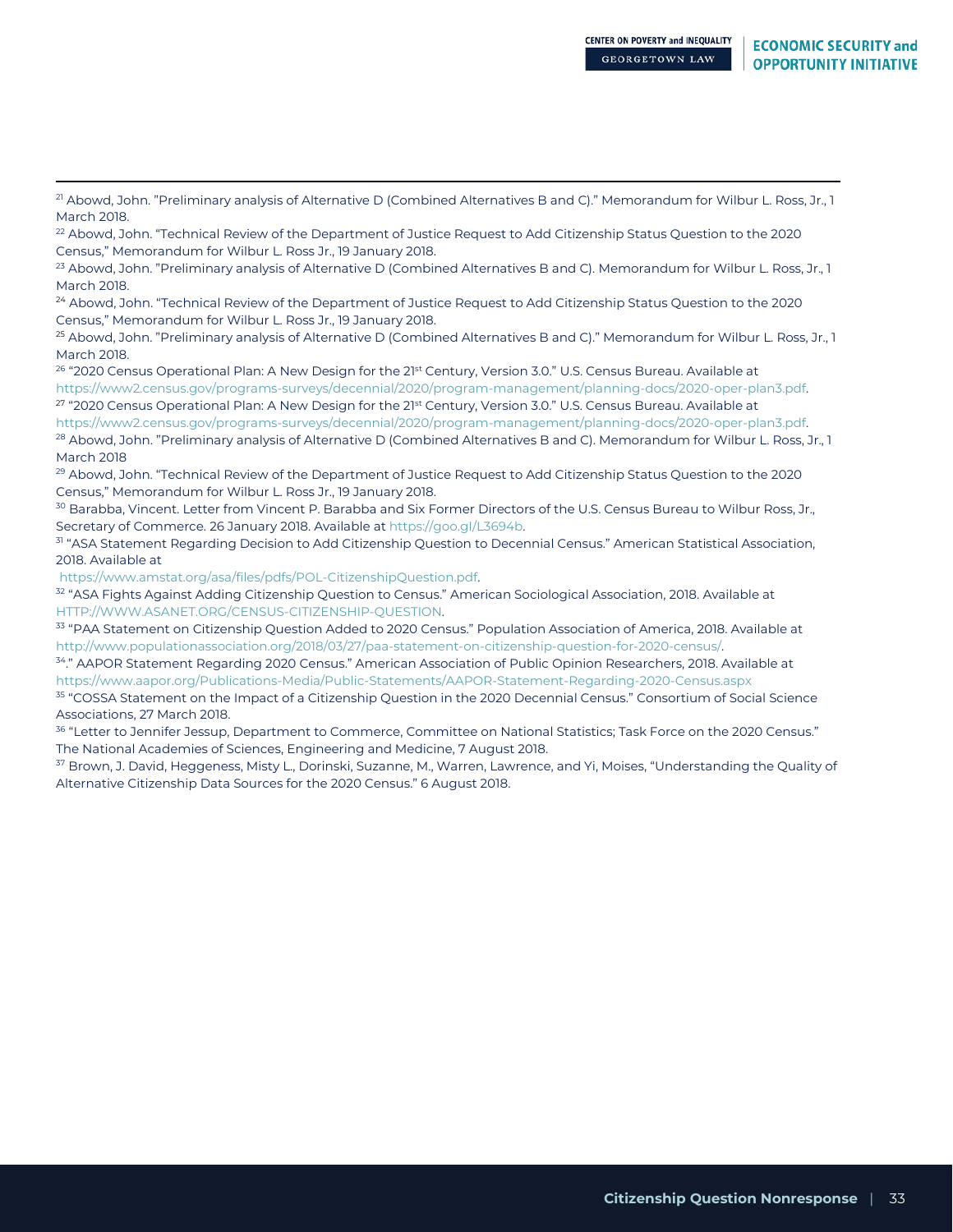[21] Abowd, John. "Preliminary analysis of Alternative D (Combined Alternatives B and C)." Memorandum for Wilbur L. Ross, Jr., 1 March 2018.

[22] Abowd, John. "Technical Review of the Department of Justice Request to Add Citizenship Status Question to the 2020 Census," Memorandum for Wilbur L. Ross Jr., 19 January 2018.

[23] Abowd, John. "Preliminary analysis of Alternative D (Combined Alternatives B and C). Memorandum for Wilbur L. Ross, Jr., 1 March 2018.

[24] Abowd, John. "Technical Review of the Department of Justice Request to Add Citizenship Status Question to the 2020 Census," Memorandum for Wilbur L. Ross Jr., 19 January 2018.

[25] Abowd, John. "Preliminary analysis of Alternative D (Combined Alternatives B and C)." Memorandum for Wilbur L. Ross, Jr., 1 March 2018.

[26] "2020 Census Operational Plan: A New Design for the 21st Century, Version 3.0." U.S. Census Bureau. Available at https://www2.census.gov/programs-surveys/decennial/2020/program-management/planning-docs/2020-oper-plan3.pdf.

[27] "2020 Census Operational Plan: A New Design for the 21st Century, Version 3.0." U.S. Census Bureau. Available at https://www2.census.gov/programs-surveys/decennial/2020/program-management/planning-docs/2020-oper-plan3.pdf.

[28] Abowd, John. "Preliminary analysis of Alternative D (Combined Alternatives B and C). Memorandum for Wilbur L. Ross, Jr., 1 March 2018

[29] Abowd, John. "Technical Review of the Department of Justice Request to Add Citizenship Status Question to the 2020 Census," Memorandum for Wilbur L. Ross Jr., 19 January 2018.

[30] Barabba, Vincent. Letter from Vincent P. Barabba and Six Former Directors of the U.S. Census Bureau to Wilbur Ross, Jr., Secretary of Commerce. 26 January 2018. Available at https://goo.gl/L3694b.

[31] "ASA Statement Regarding Decision to Add Citizenship Question to Decennial Census." American Statistical Association, 2018. Available at https://www.amstat.org/asa/files/pdfs/POL-CitizenshipQuestion.pdf.

[32] "ASA Fights Against Adding Citizenship Question to Census." American Sociological Association, 2018. Available at HTTP://WWW.ASANET.ORG/CENSUS-CITIZENSHIP-QUESTION.

[33] "PAA Statement on Citizenship Question Added to 2020 Census." Population Association of America, 2018. Available at http://www.populationassociation.org/2018/03/27/paa-statement-on-citizenship-question-for-2020-census/.

[34]." AAPOR Statement Regarding 2020 Census." American Association of Public Opinion Researchers, 2018. Available at https://www.aapor.org/Publications-Media/Public-Statements/AAPOR-Statement-Regarding-2020-Census.aspx

[35] "COSSA Statement on the Impact of a Citizenship Question in the 2020 Decennial Census." Consortium of Social Science Associations, 27 March 2018.

[36] "Letter to Jennifer Jessup, Department to Commerce, Committee on National Statistics; Task Force on the 2020 Census." The National Academies of Sciences, Engineering and Medicine, 7 August 2018.

[37] Brown, J. David, Heggeness, Misty L., Dorinski, Suzanne, M., Warren, Lawrence, and Yi, Moises, "Understanding the Quality of Alternative Citizenship Data Sources for the 2020 Census." 6 August 2018.